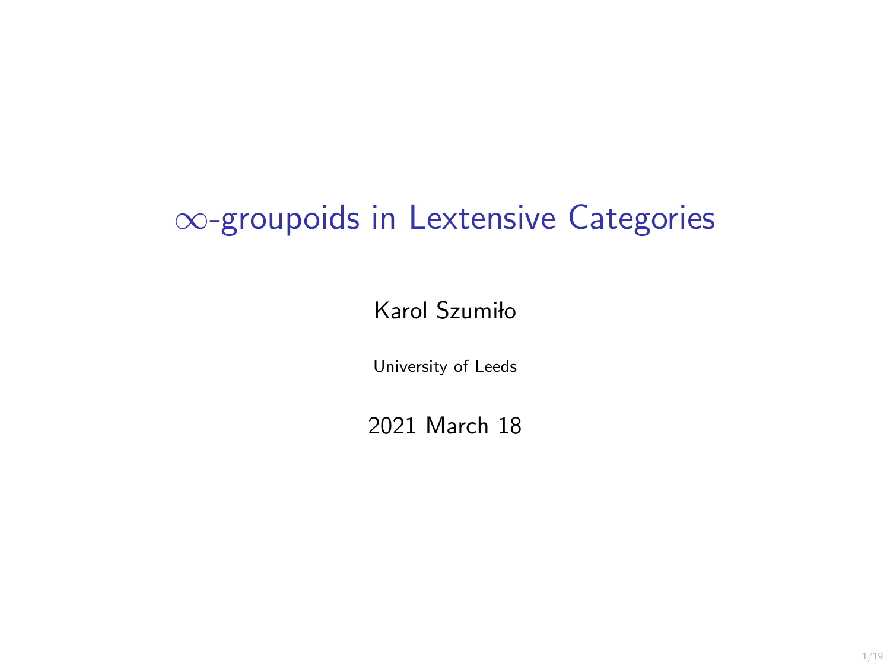# $\infty$-groupoids in Lextensive Categories

Karol Szumiło

University of Leeds

2021 March 18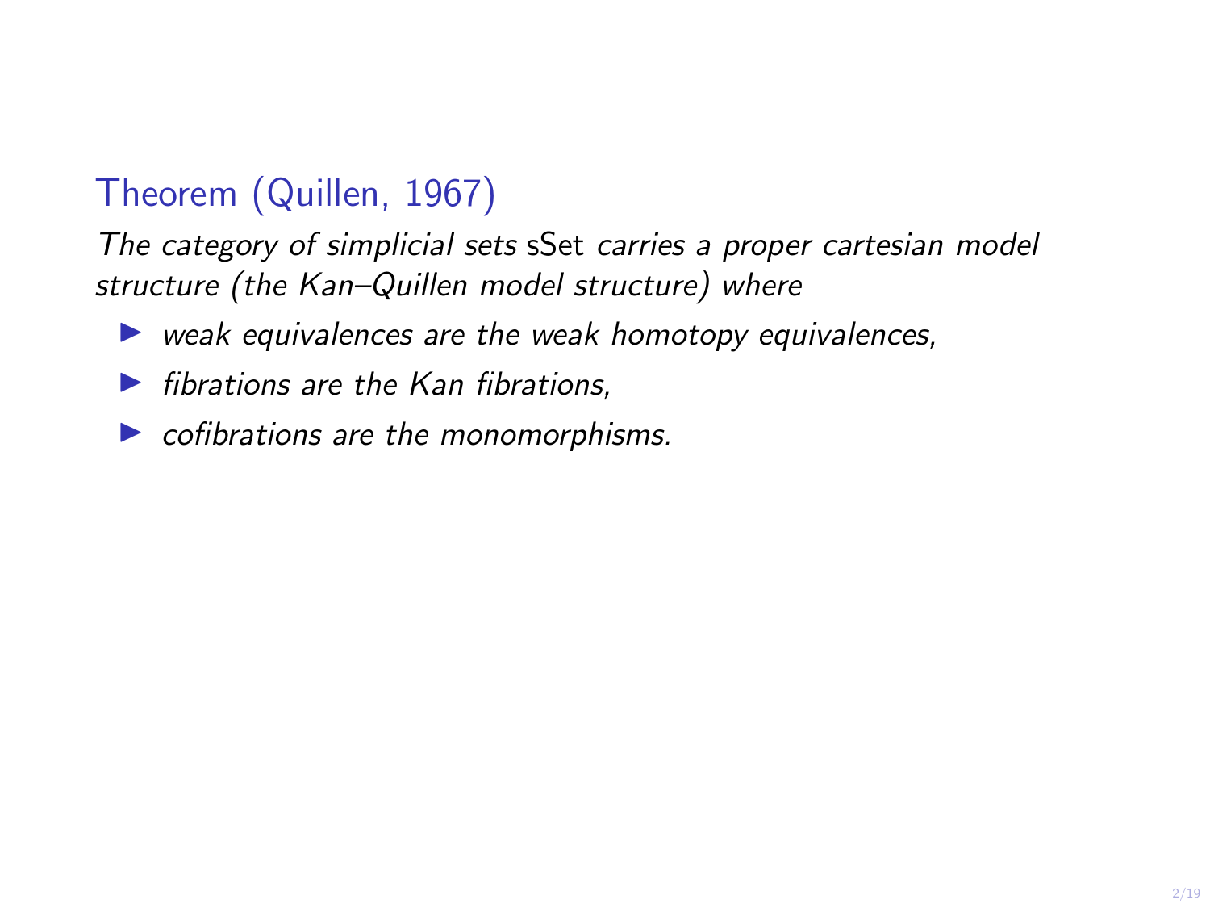### Theorem (Quillen, 1967)

*The category of simplicial sets* sSet *carries a proper cartesian model structure (the Kan–Quillen model structure) where*

- *weak equivalences are the weak homotopy equivalences,*
- *fibrations are the Kan fibrations,*
- *cofibrations are the monomorphisms.*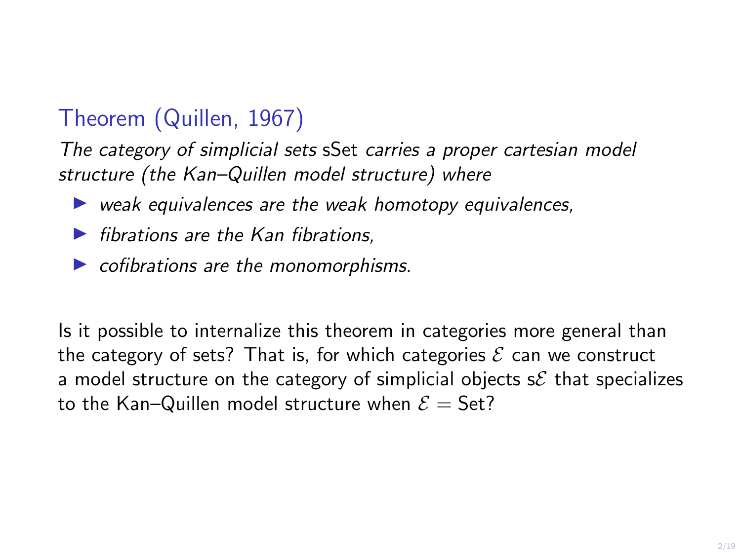### Theorem (Quillen, 1967)

*The category of simplicial sets* sSet *carries a proper cartesian model structure (the Kan–Quillen model structure) where*

- *weak equivalences are the weak homotopy equivalences,*
- *fibrations are the Kan fibrations,*
- *cofibrations are the monomorphisms.*

Is it possible to internalize this theorem in categories more general than the category of sets? That is, for which categories $\mathcal{E}$ can we construct a model structure on the category of simplicial objects s$\mathcal{E}$ that specializes to the Kan–Quillen model structure when $\mathcal{E} = \mathrm{Set}$?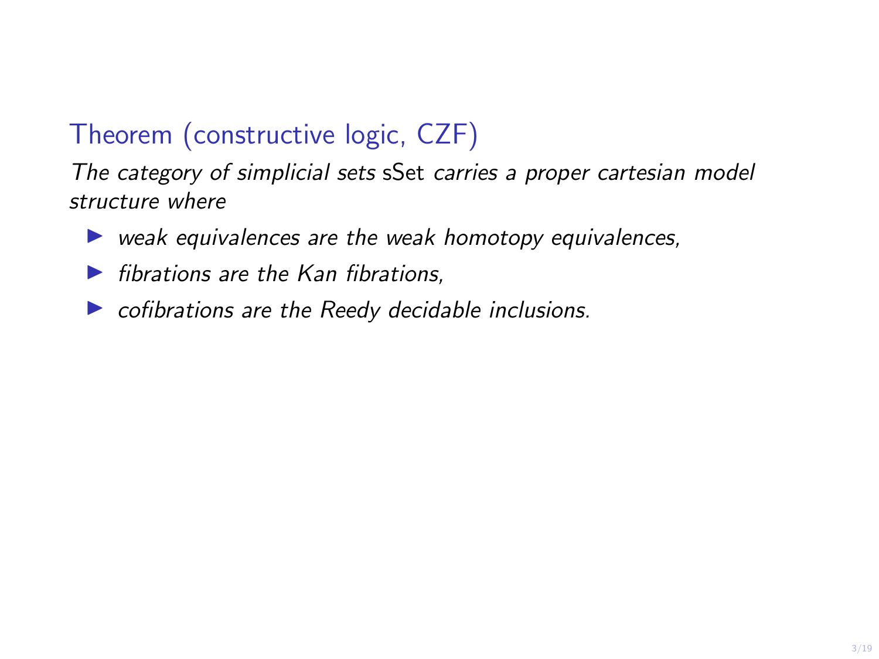**Theorem (constructive logic, CZF)**

*The category of simplicial sets* sSet *carries a proper cartesian model structure where*

- *weak equivalences are the weak homotopy equivalences,*
- *fibrations are the Kan fibrations,*
- *cofibrations are the Reedy decidable inclusions.*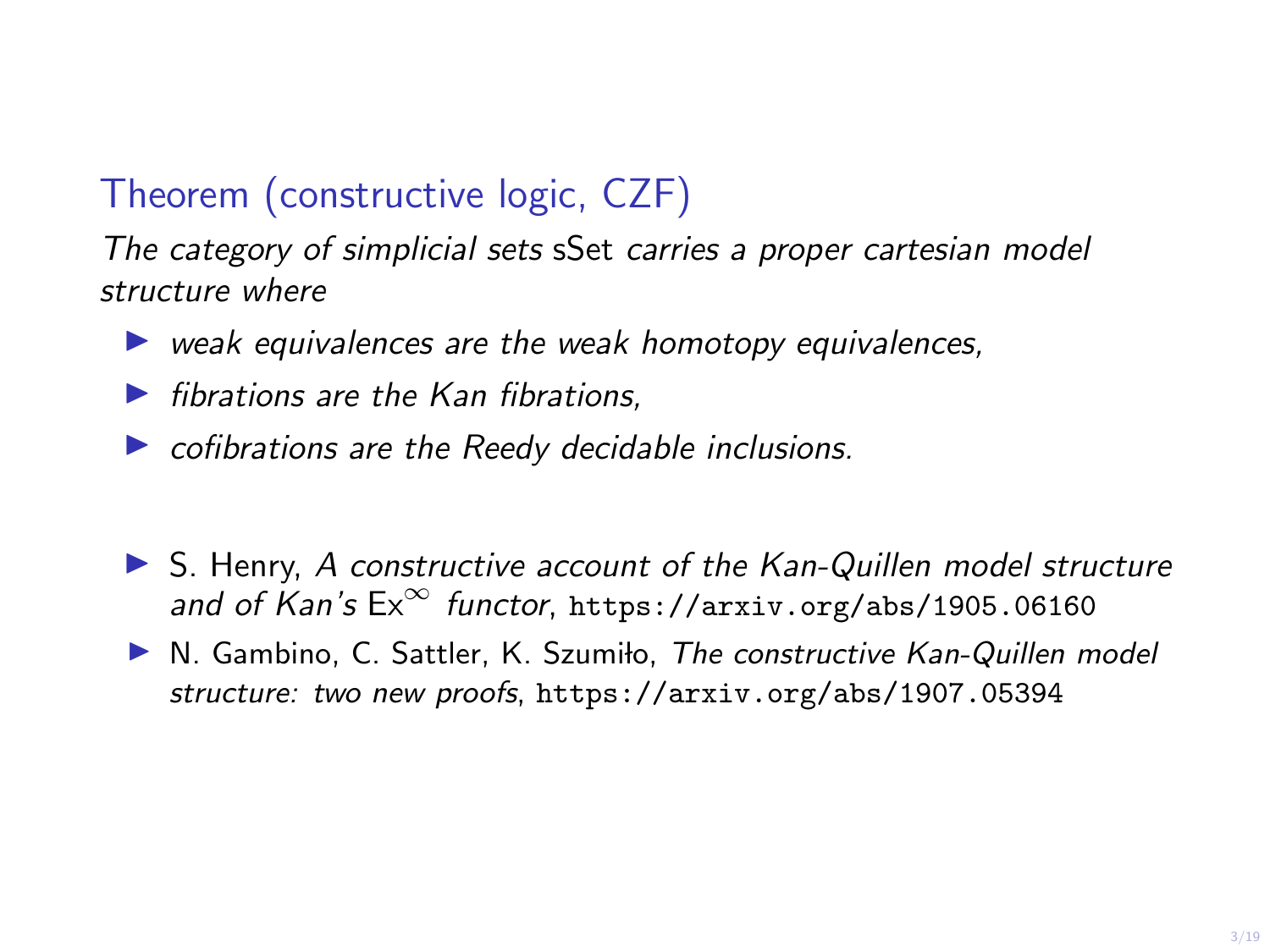### Theorem (constructive logic, CZF)

*The category of simplicial sets* sSet *carries a proper cartesian model structure where*

- *weak equivalences are the weak homotopy equivalences,*
- *fibrations are the Kan fibrations,*
- *cofibrations are the Reedy decidable inclusions.*

---

- S. Henry, *A constructive account of the Kan-Quillen model structure and of Kan's* $\mathrm{Ex}^\infty$ *functor*, `https://arxiv.org/abs/1905.06160`
- N. Gambino, C. Sattler, K. Szumiło, *The constructive Kan-Quillen model structure: two new proofs*, `https://arxiv.org/abs/1907.05394`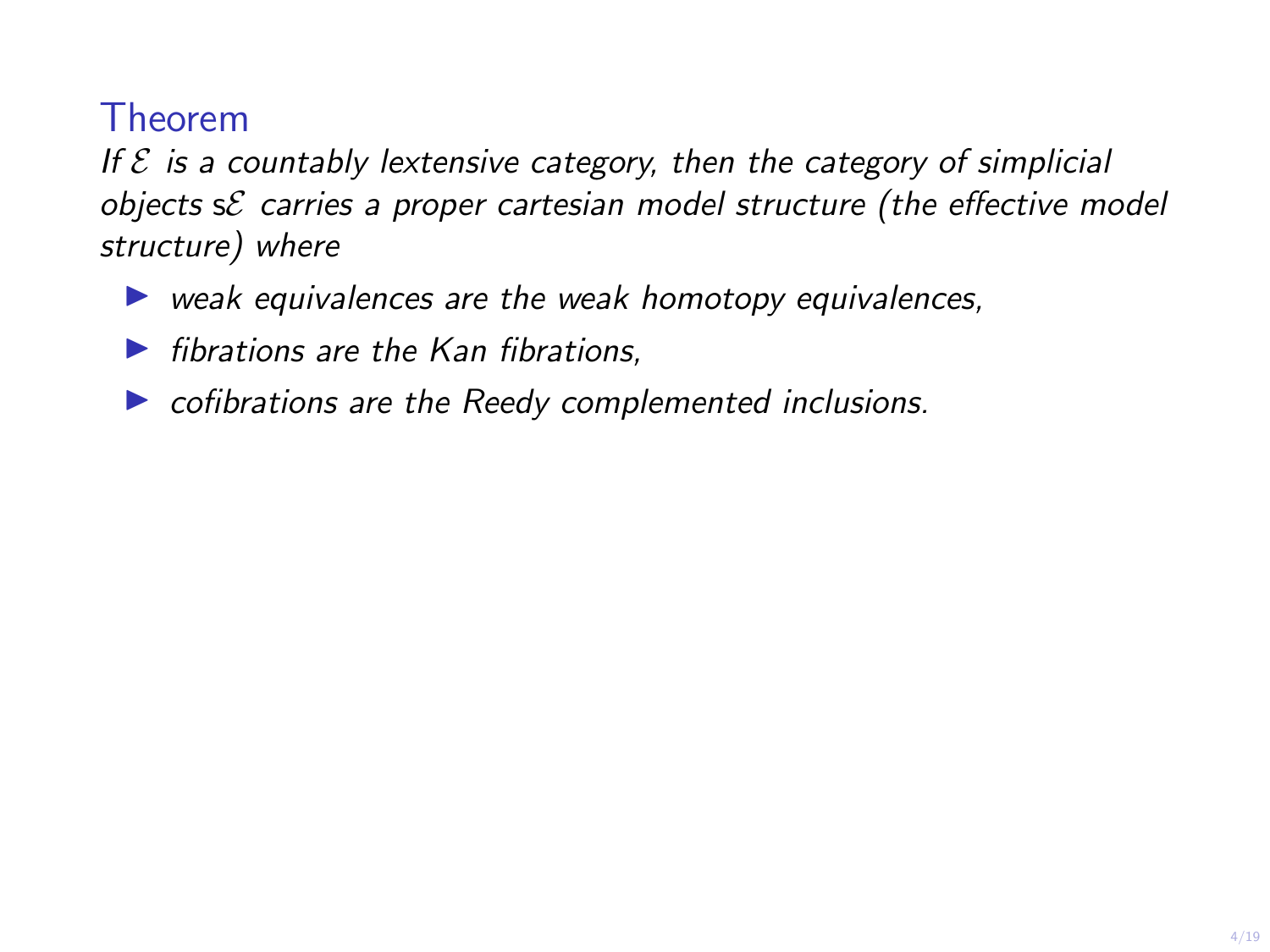**Theorem**

*If $\mathcal{E}$ is a countably lextensive category, then the category of simplicial objects $\mathrm{s}\mathcal{E}$ carries a proper cartesian model structure (the effective model structure) where*

- *weak equivalences are the weak homotopy equivalences,*
- *fibrations are the Kan fibrations,*
- *cofibrations are the Reedy complemented inclusions.*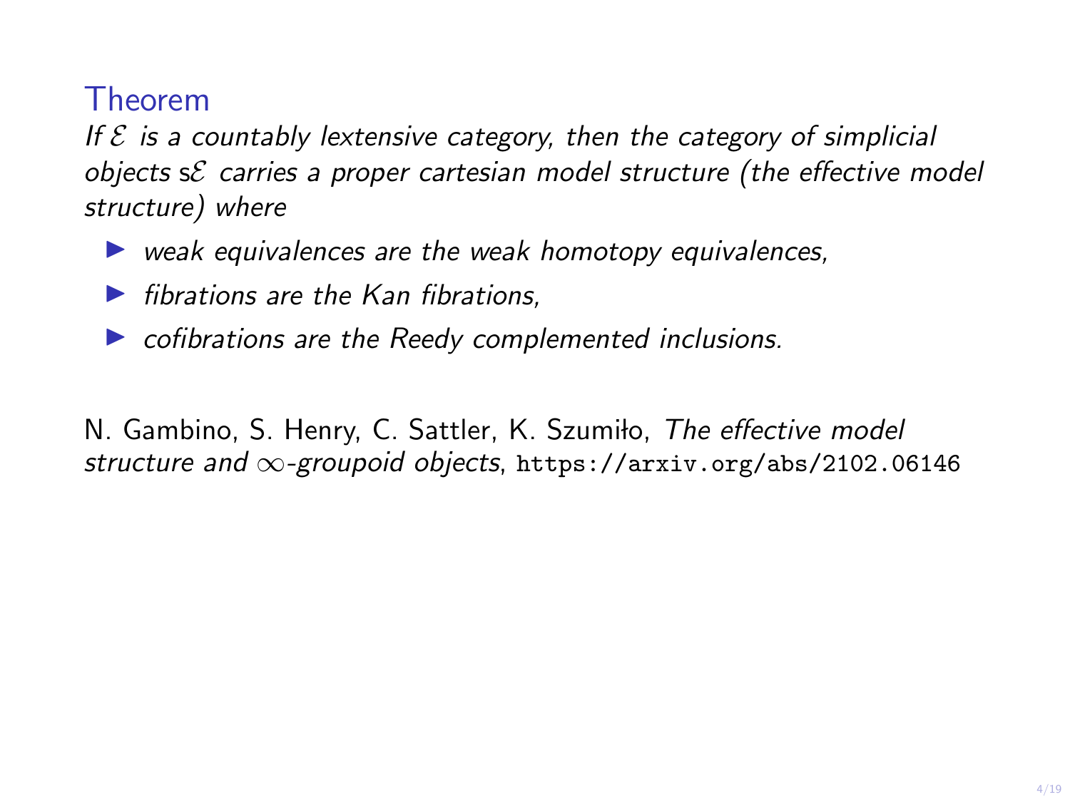## Theorem

*If $\mathcal{E}$ is a countably lextensive category, then the category of simplicial objects $\mathsf{s}\mathcal{E}$ carries a proper cartesian model structure (the effective model structure) where*

- *weak equivalences are the weak homotopy equivalences,*
- *fibrations are the Kan fibrations,*
- *cofibrations are the Reedy complemented inclusions.*

N. Gambino, S. Henry, C. Sattler, K. Szumiło, *The effective model structure and $\infty$-groupoid objects*, `https://arxiv.org/abs/2102.06146`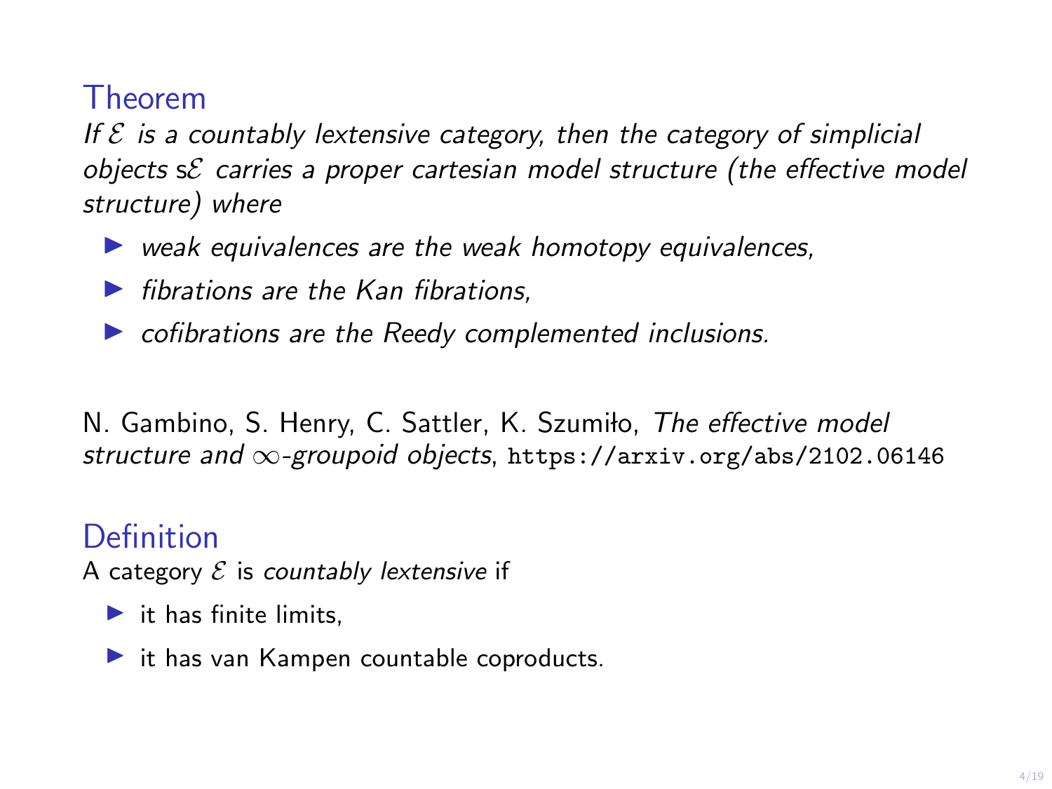### Theorem

*If $\mathcal{E}$ is a countably lextensive category, then the category of simplicial objects $\mathsf{s}\mathcal{E}$ carries a proper cartesian model structure (the effective model structure) where*

- *weak equivalences are the weak homotopy equivalences,*
- *fibrations are the Kan fibrations,*
- *cofibrations are the Reedy complemented inclusions.*

N. Gambino, S. Henry, C. Sattler, K. Szumiło, *The effective model structure and $\infty$-groupoid objects*, `https://arxiv.org/abs/2102.06146`

### Definition

A category $\mathcal{E}$ is *countably lextensive* if

- it has finite limits,
- it has van Kampen countable coproducts.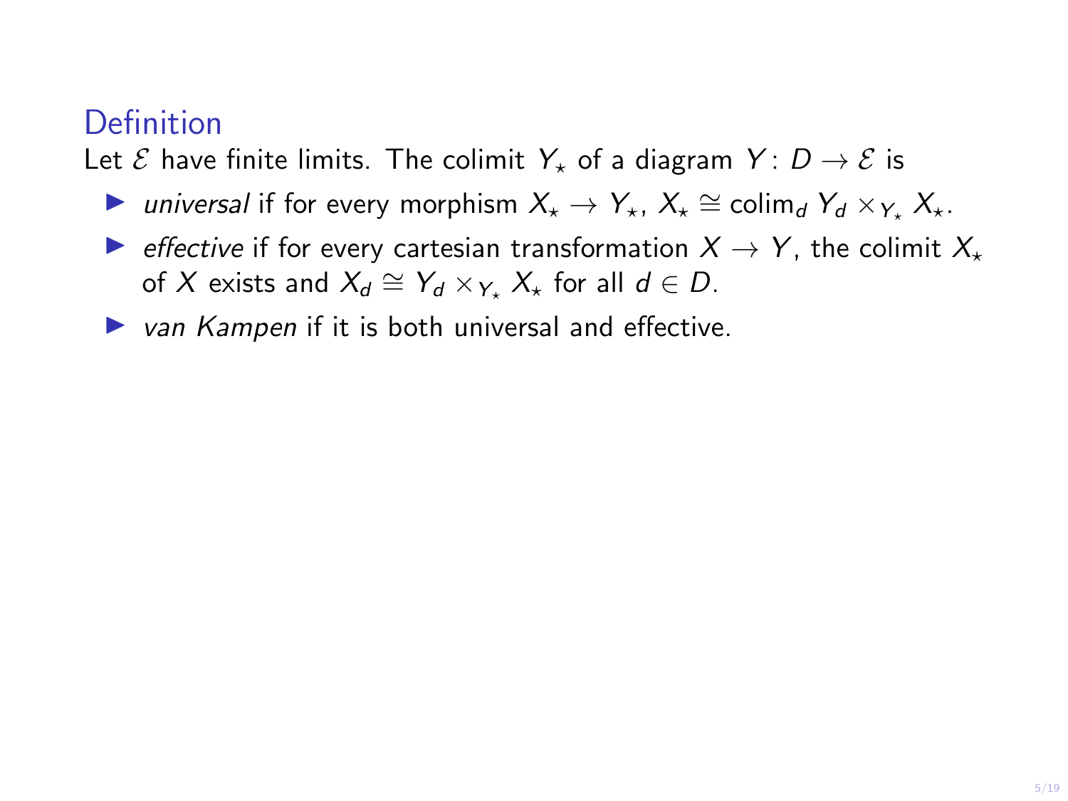## Definition

Let $\mathcal{E}$ have finite limits. The colimit $Y_\star$ of a diagram $Y\colon D \to \mathcal{E}$ is

- *universal* if for every morphism $X_\star \to Y_\star$, $X_\star \cong \operatorname{colim}_d Y_d \times_{Y_\star} X_\star$.
- *effective* if for every cartesian transformation $X \to Y$, the colimit $X_\star$ of $X$ exists and $X_d \cong Y_d \times_{Y_\star} X_\star$ for all $d \in D$.
- *van Kampen* if it is both universal and effective.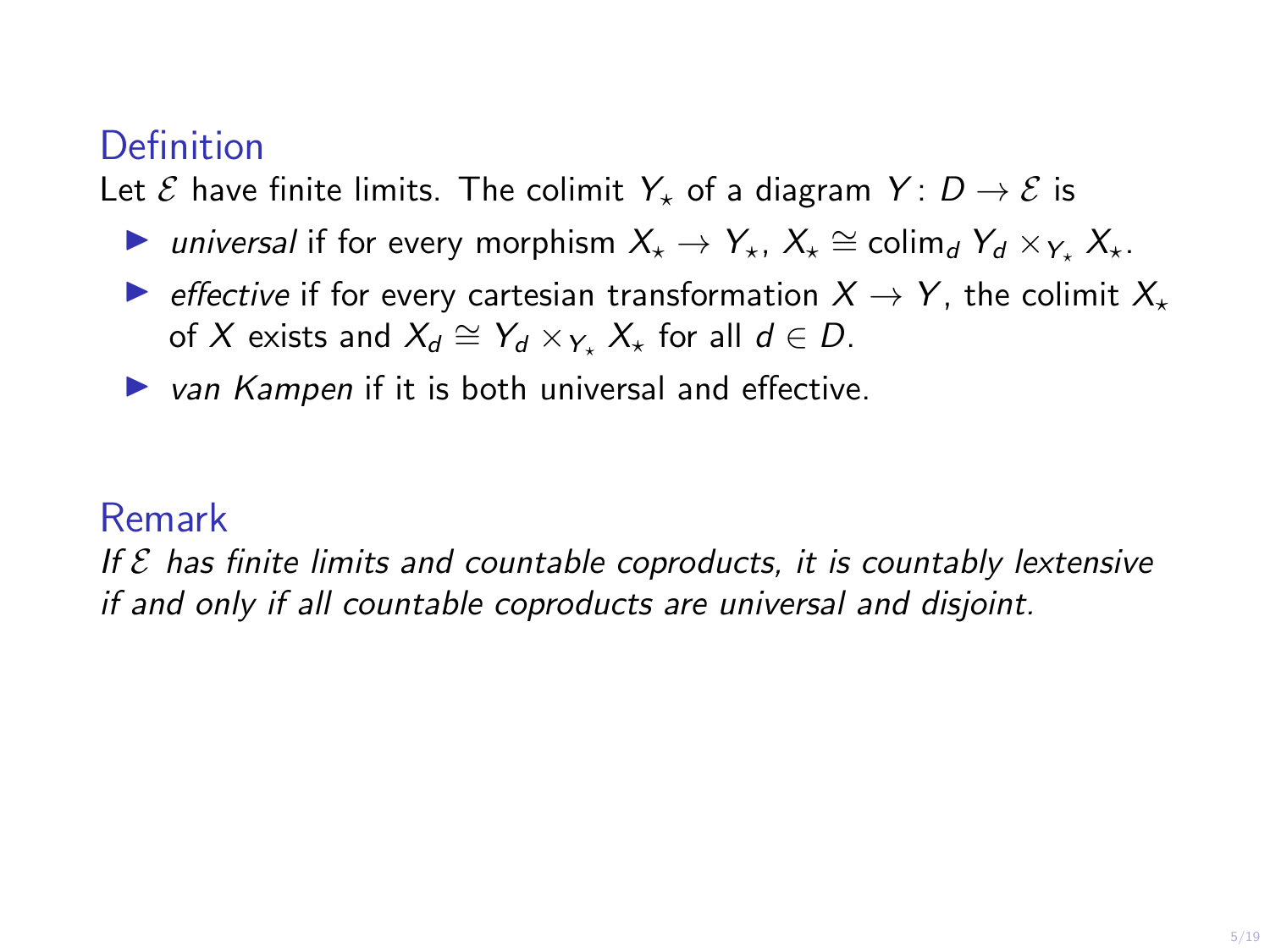### Definition

Let $\mathcal{E}$ have finite limits. The colimit $Y_\star$ of a diagram $Y \colon D \to \mathcal{E}$ is

- *universal* if for every morphism $X_\star \to Y_\star$, $X_\star \cong \operatorname{colim}_d Y_d \times_{Y_\star} X_\star$.
- *effective* if for every cartesian transformation $X \to Y$, the colimit $X_\star$ of $X$ exists and $X_d \cong Y_d \times_{Y_\star} X_\star$ for all $d \in D$.
- *van Kampen* if it is both universal and effective.

### Remark

*If $\mathcal{E}$ has finite limits and countable coproducts, it is countably lextensive if and only if all countable coproducts are universal and disjoint.*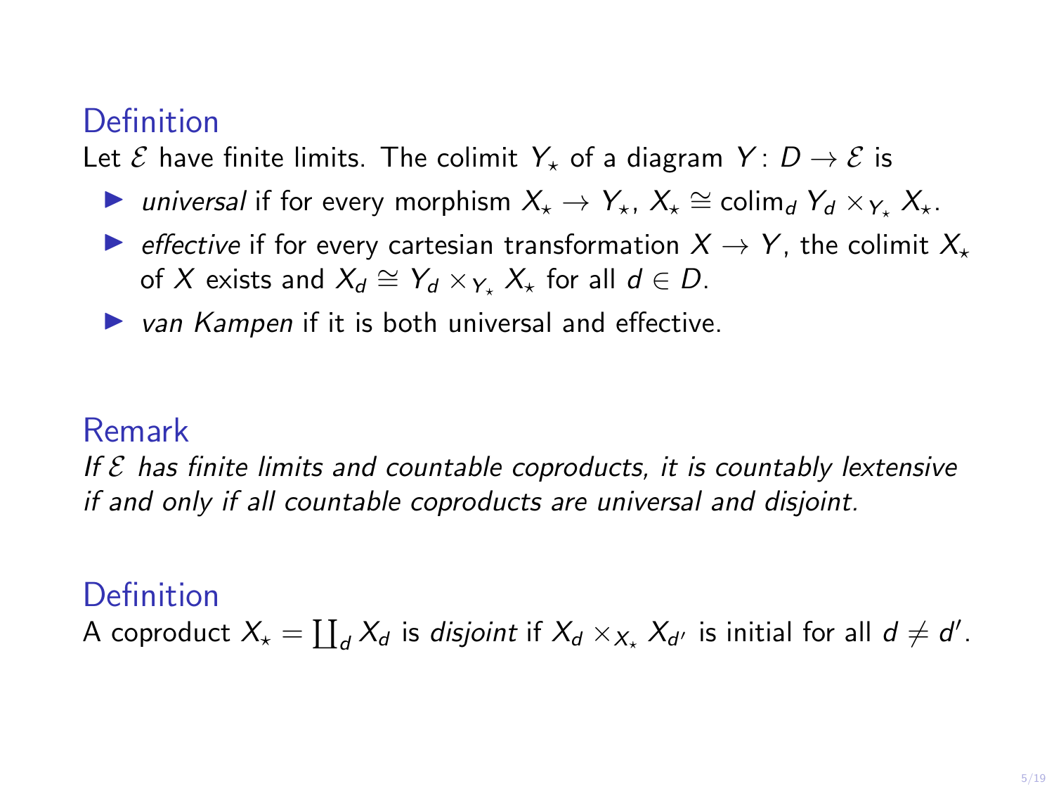### Definition

Let $\mathcal{E}$ have finite limits. The colimit $Y_\star$ of a diagram $Y \colon D \to \mathcal{E}$ is

- *universal* if for every morphism $X_\star \to Y_\star$, $X_\star \cong \operatorname{colim}_d Y_d \times_{Y_\star} X_\star$.
- *effective* if for every cartesian transformation $X \to Y$, the colimit $X_\star$ of $X$ exists and $X_d \cong Y_d \times_{Y_\star} X_\star$ for all $d \in D$.
- *van Kampen* if it is both universal and effective.

### Remark

*If $\mathcal{E}$ has finite limits and countable coproducts, it is countably lextensive if and only if all countable coproducts are universal and disjoint.*

### Definition

A coproduct $X_\star = \coprod_d X_d$ is *disjoint* if $X_d \times_{X_\star} X_{d'}$ is initial for all $d \neq d'$.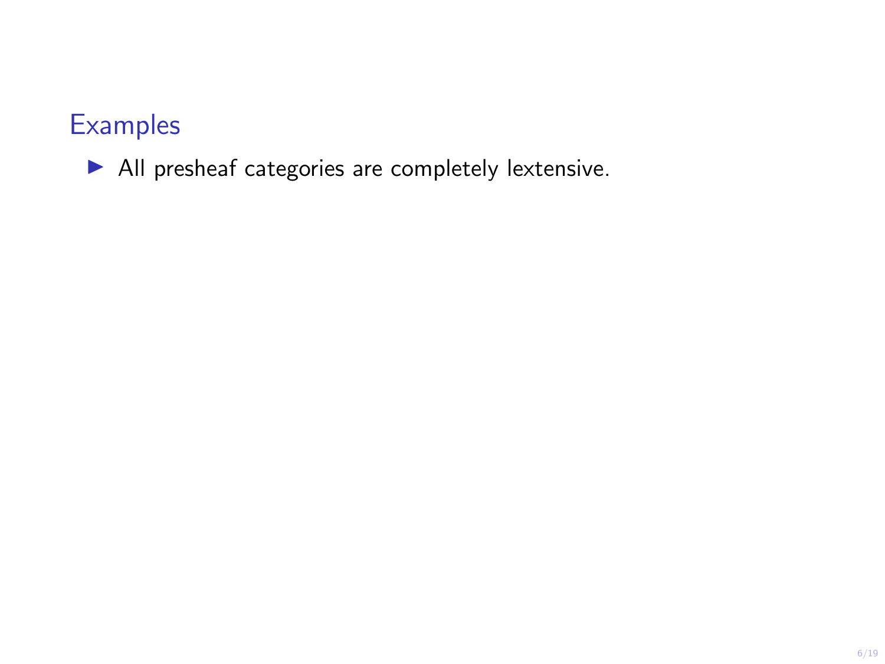## Examples

- All presheaf categories are completely lextensive.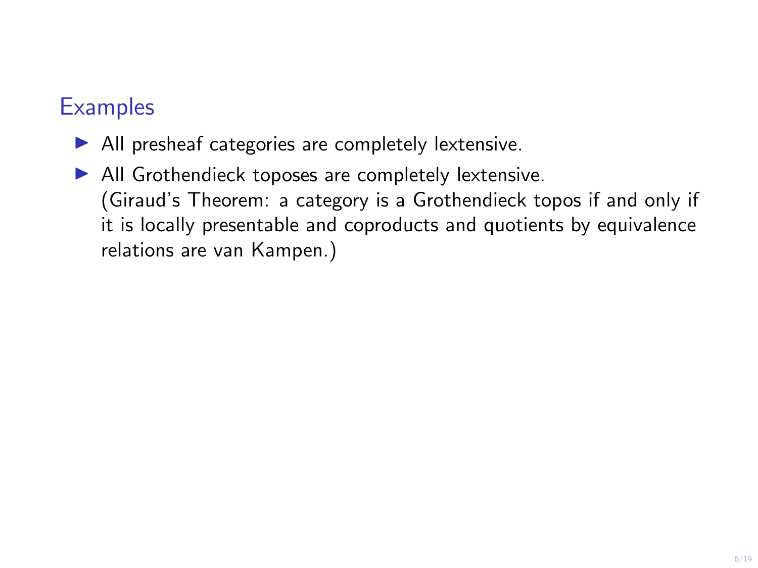## Examples

- All presheaf categories are completely lextensive.
- All Grothendieck toposes are completely lextensive.
  (Giraud's Theorem: a category is a Grothendieck topos if and only if it is locally presentable and coproducts and quotients by equivalence relations are van Kampen.)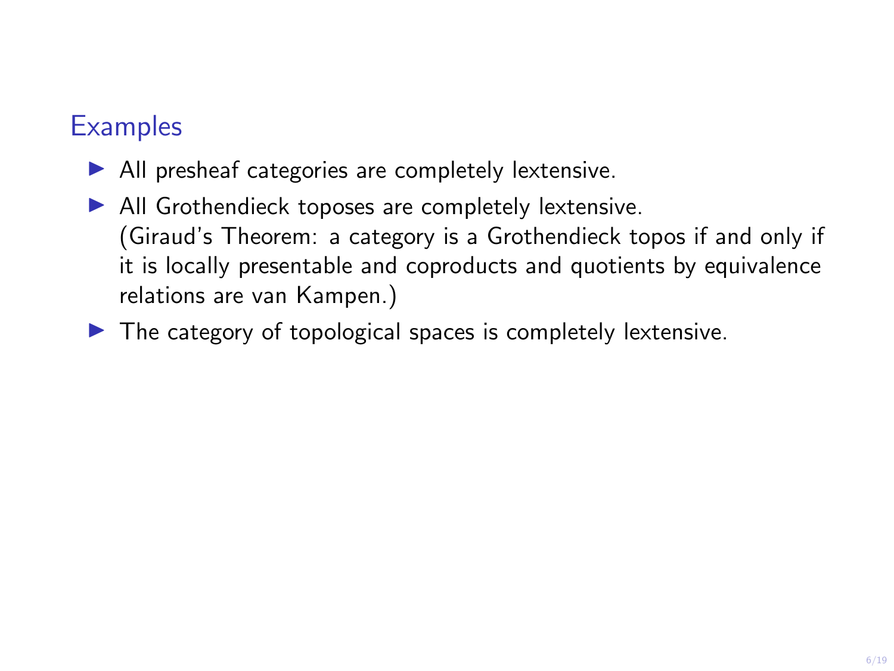## Examples

- All presheaf categories are completely lextensive.
- All Grothendieck toposes are completely lextensive.
  (Giraud's Theorem: a category is a Grothendieck topos if and only if it is locally presentable and coproducts and quotients by equivalence relations are van Kampen.)
- The category of topological spaces is completely lextensive.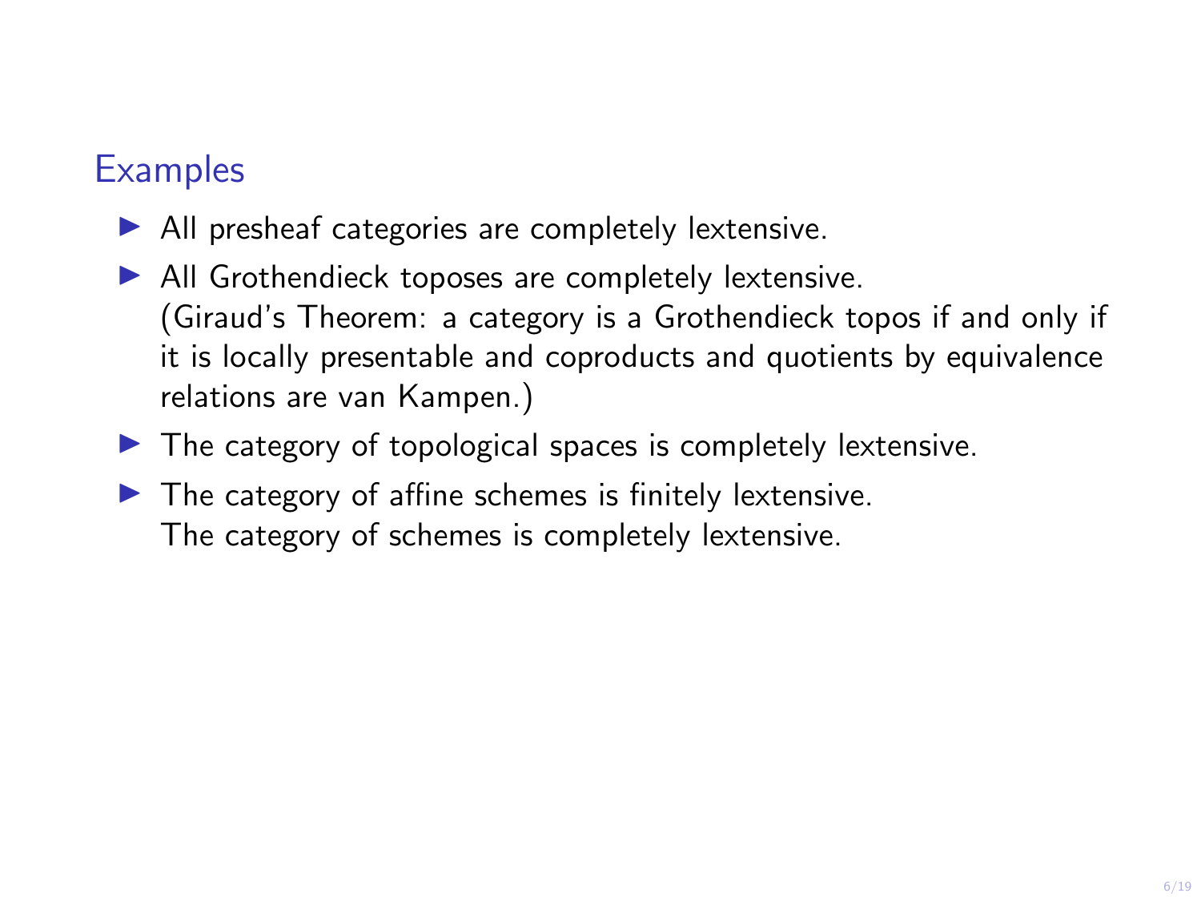## Examples

- All presheaf categories are completely lextensive.
- All Grothendieck toposes are completely lextensive.
  (Giraud's Theorem: a category is a Grothendieck topos if and only if it is locally presentable and coproducts and quotients by equivalence relations are van Kampen.)
- The category of topological spaces is completely lextensive.
- The category of affine schemes is finitely lextensive.
  The category of schemes is completely lextensive.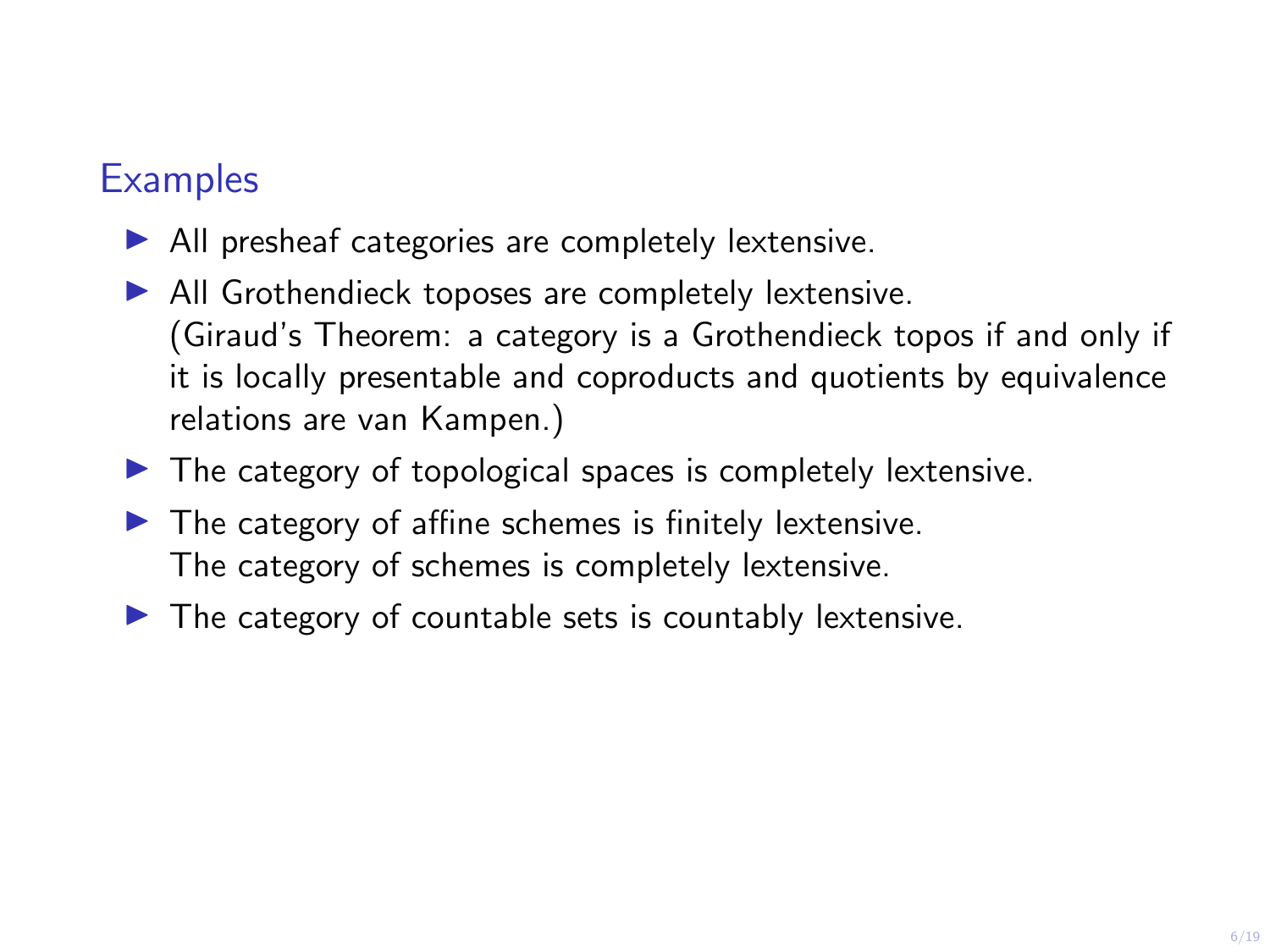## Examples

- All presheaf categories are completely lextensive.
- All Grothendieck toposes are completely lextensive.
  (Giraud's Theorem: a category is a Grothendieck topos if and only if it is locally presentable and coproducts and quotients by equivalence relations are van Kampen.)
- The category of topological spaces is completely lextensive.
- The category of affine schemes is finitely lextensive.
  The category of schemes is completely lextensive.
- The category of countable sets is countably lextensive.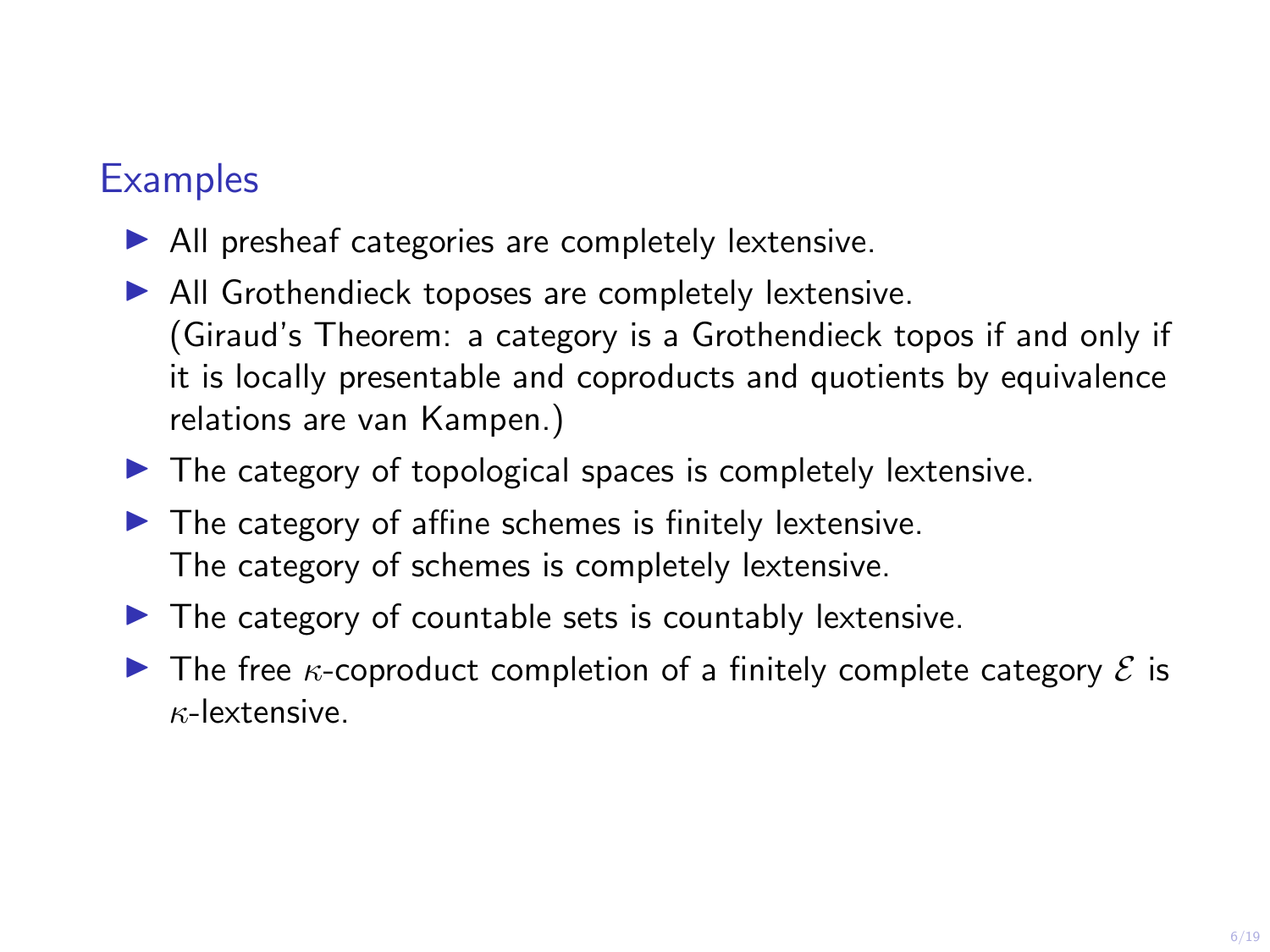## Examples

- All presheaf categories are completely lextensive.
- All Grothendieck toposes are completely lextensive.
  (Giraud's Theorem: a category is a Grothendieck topos if and only if it is locally presentable and coproducts and quotients by equivalence relations are van Kampen.)
- The category of topological spaces is completely lextensive.
- The category of affine schemes is finitely lextensive.
  The category of schemes is completely lextensive.
- The category of countable sets is countably lextensive.
- The free $\kappa$-coproduct completion of a finitely complete category $\mathcal{E}$ is $\kappa$-lextensive.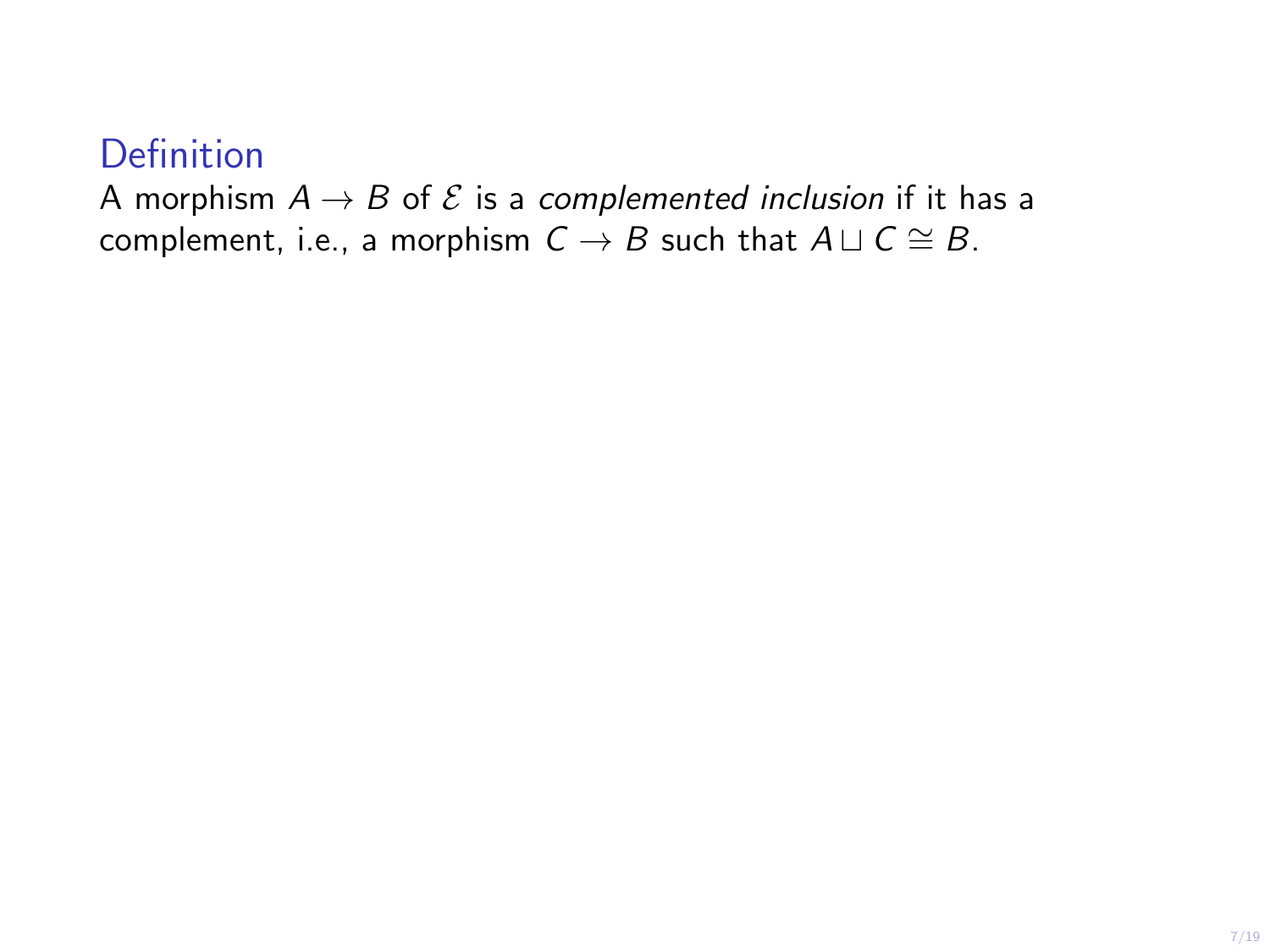**Definition**

A morphism $A \to B$ of $\mathcal{E}$ is a *complemented inclusion* if it has a complement, i.e., a morphism $C \to B$ such that $A \sqcup C \cong B$.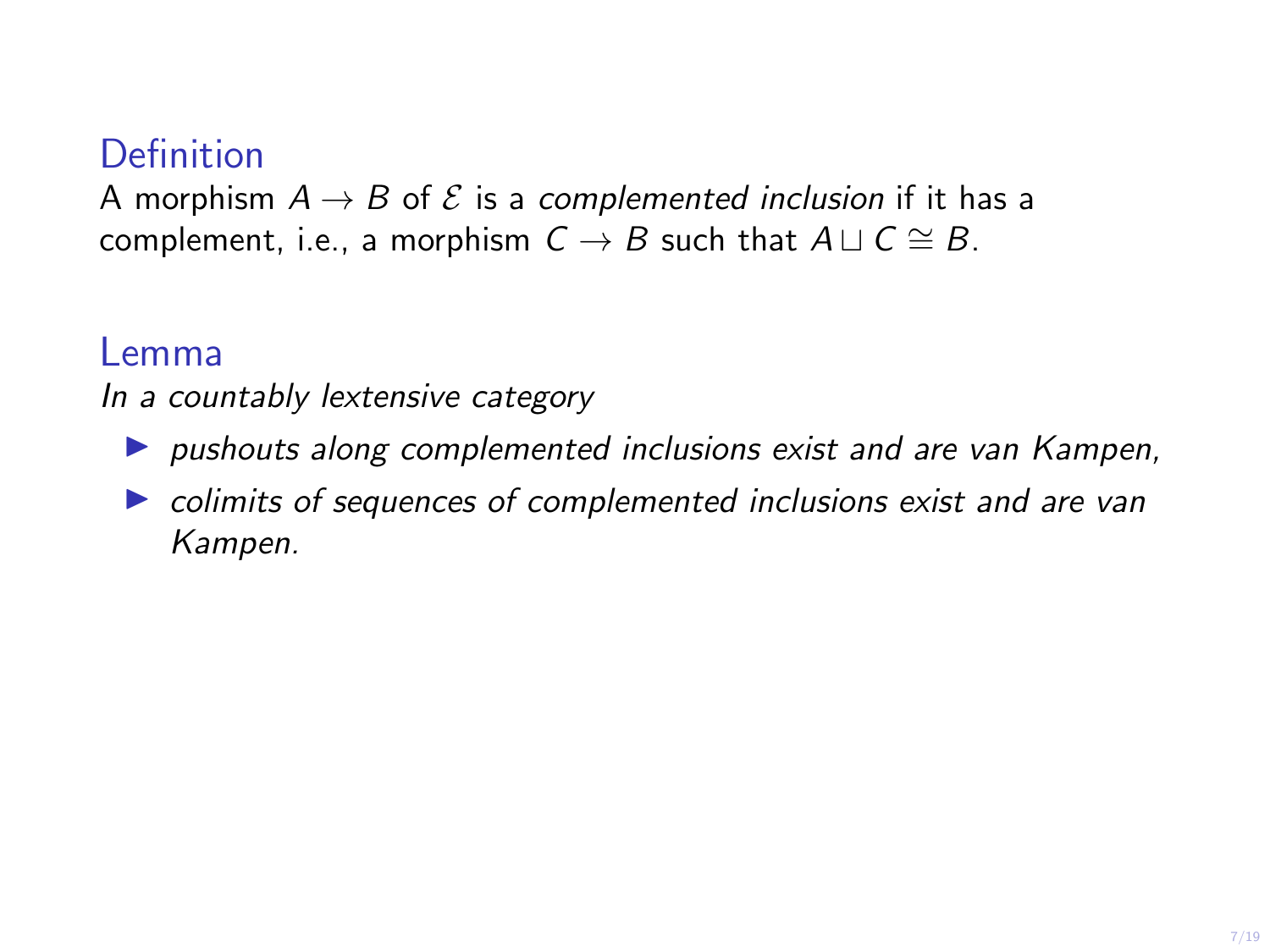## Definition

A morphism $A \to B$ of $\mathcal{E}$ is a *complemented inclusion* if it has a complement, i.e., a morphism $C \to B$ such that $A \sqcup C \cong B$.

## Lemma

*In a countably lextensive category*

- *pushouts along complemented inclusions exist and are van Kampen,*
- *colimits of sequences of complemented inclusions exist and are van Kampen.*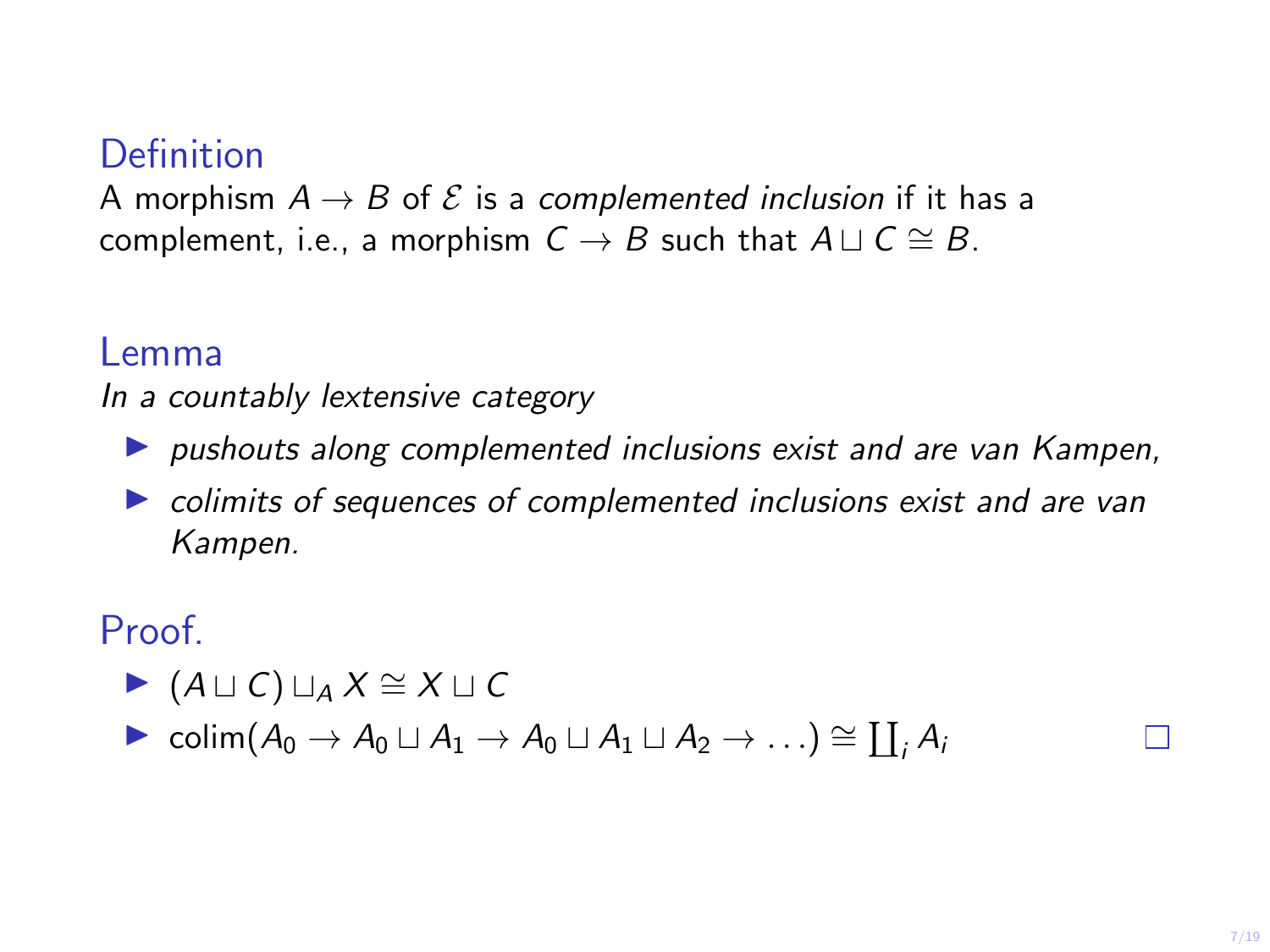### Definition

A morphism $A \to B$ of $\mathcal{E}$ is a *complemented inclusion* if it has a complement, i.e., a morphism $C \to B$ such that $A \sqcup C \cong B$.

### Lemma

*In a countably lextensive category*

- *pushouts along complemented inclusions exist and are van Kampen,*
- *colimits of sequences of complemented inclusions exist and are van Kampen.*

### Proof.

- $(A \sqcup C) \sqcup_A X \cong X \sqcup C$
- $\operatorname{colim}(A_0 \to A_0 \sqcup A_1 \to A_0 \sqcup A_1 \sqcup A_2 \to \ldots) \cong \coprod_i A_i$ $\square$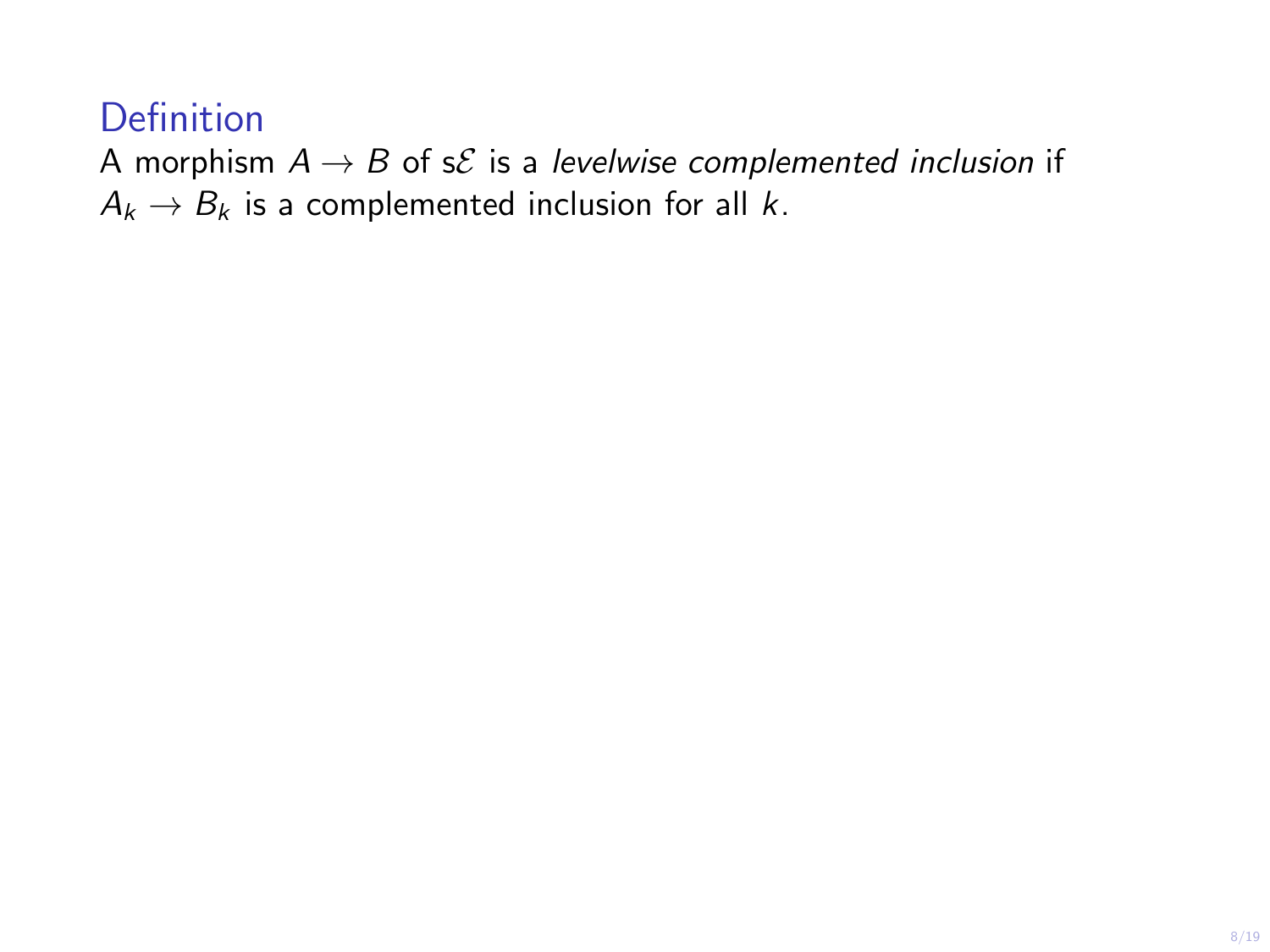### Definition

A morphism $A \to B$ of $s\mathcal{E}$ is a *levelwise complemented inclusion* if $A_k \to B_k$ is a complemented inclusion for all $k$.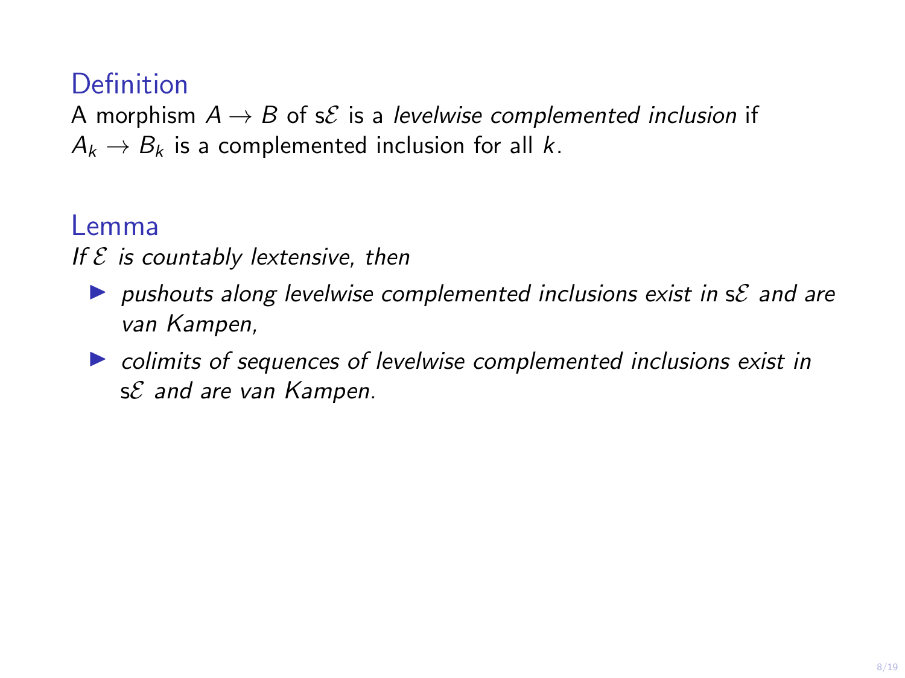### Definition

A morphism $A \to B$ of $s\mathcal{E}$ is a *levelwise complemented inclusion* if $A_k \to B_k$ is a complemented inclusion for all $k$.

### Lemma

*If $\mathcal{E}$ is countably lextensive, then*

- *pushouts along levelwise complemented inclusions exist in $s\mathcal{E}$ and are van Kampen,*
- *colimits of sequences of levelwise complemented inclusions exist in $s\mathcal{E}$ and are van Kampen.*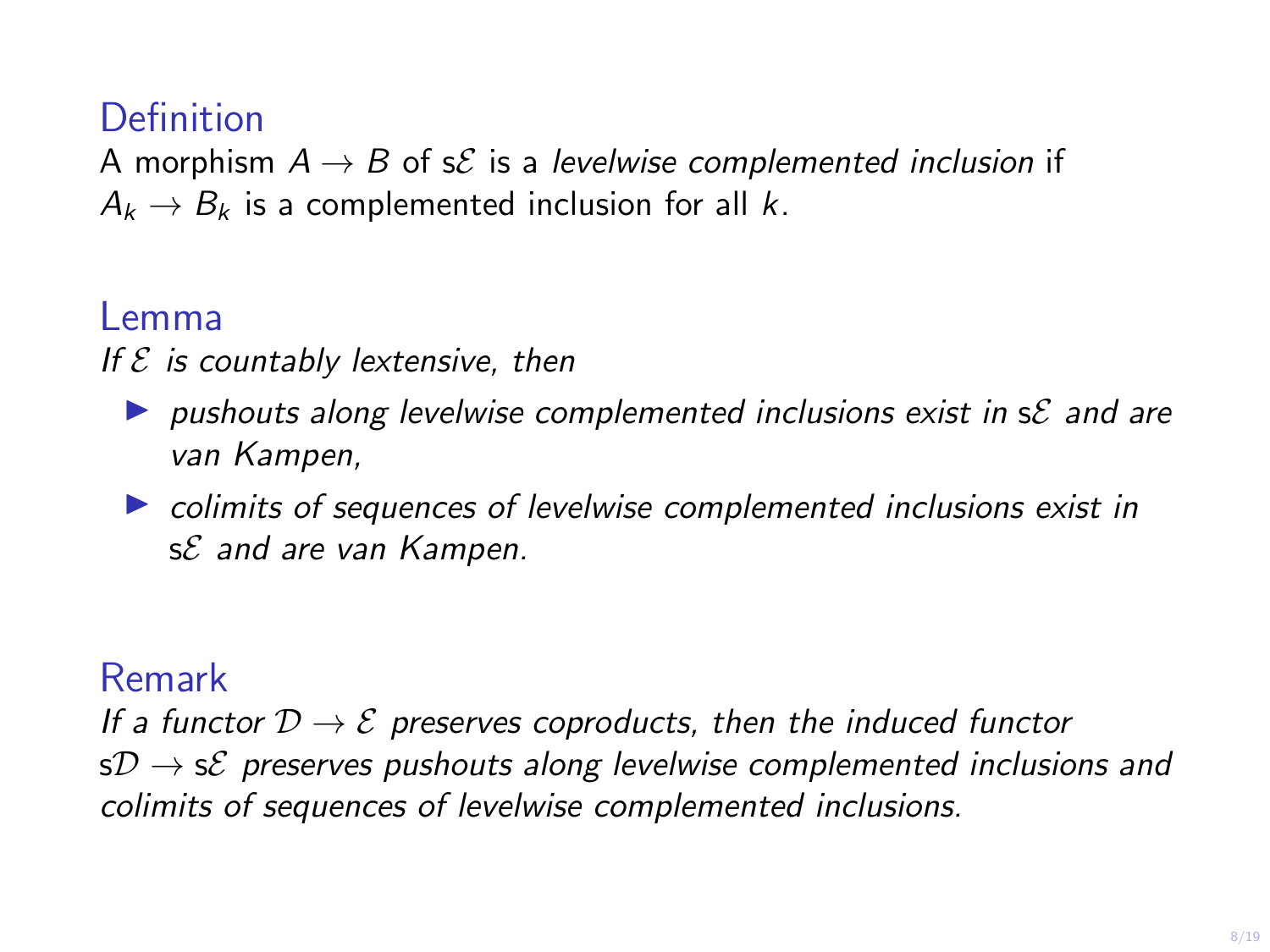### Definition

A morphism $A \to B$ of $s\mathcal{E}$ is a *levelwise complemented inclusion* if $A_k \to B_k$ is a complemented inclusion for all $k$.

### Lemma

*If $\mathcal{E}$ is countably lextensive, then*

- *pushouts along levelwise complemented inclusions exist in $s\mathcal{E}$ and are van Kampen,*
- *colimits of sequences of levelwise complemented inclusions exist in $s\mathcal{E}$ and are van Kampen.*

### Remark

*If a functor $\mathcal{D} \to \mathcal{E}$ preserves coproducts, then the induced functor $s\mathcal{D} \to s\mathcal{E}$ preserves pushouts along levelwise complemented inclusions and colimits of sequences of levelwise complemented inclusions.*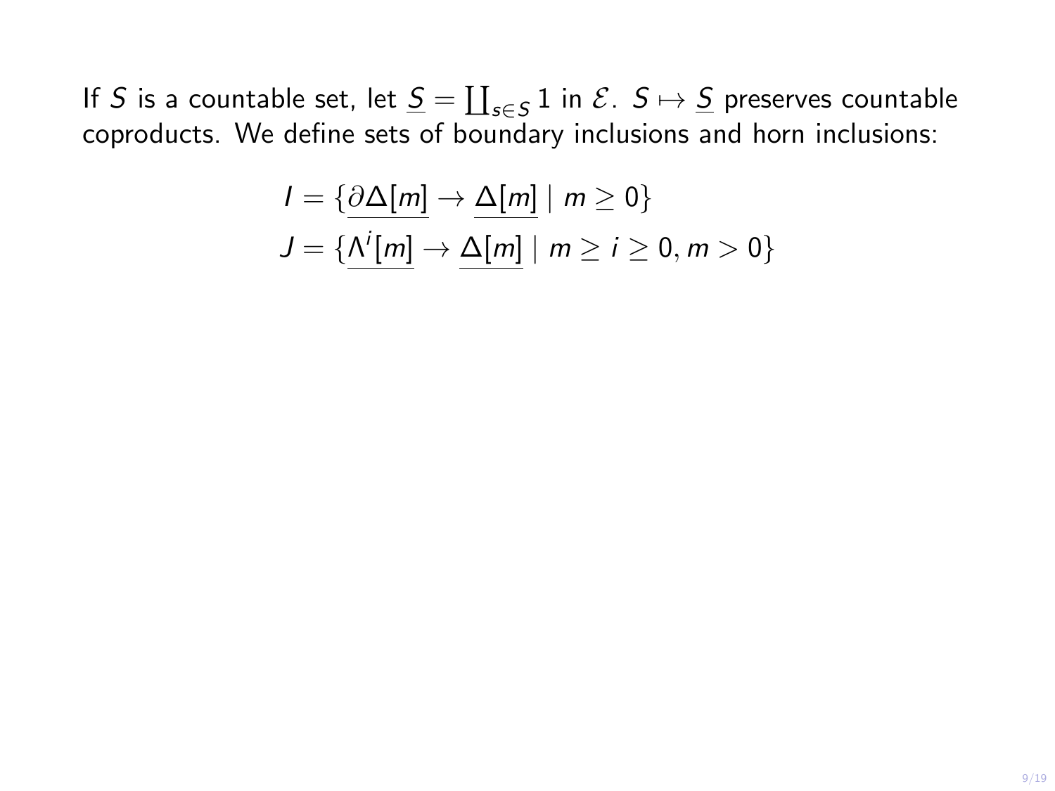If $S$ is a countable set, let $\underline{S} = \coprod_{s \in S} 1$ in $\mathcal{E}$. $S \mapsto \underline{S}$ preserves countable coproducts. We define sets of boundary inclusions and horn inclusions:

$$I = \{\underline{\partial\Delta[m]} \to \underline{\Delta[m]} \mid m \geq 0\}$$

$$J = \{\underline{\Lambda^i[m]} \to \underline{\Delta[m]} \mid m \geq i \geq 0, m > 0\}$$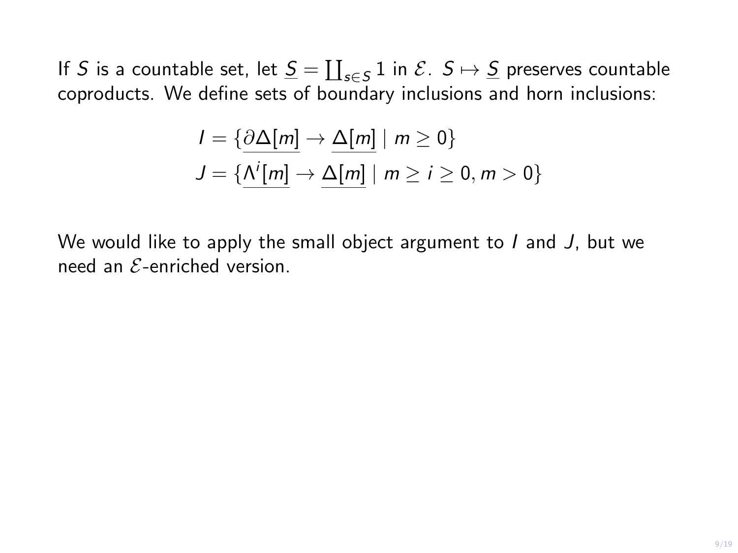If $S$ is a countable set, let $\underline{S} = \coprod_{s \in S} 1$ in $\mathcal{E}$. $S \mapsto \underline{S}$ preserves countable coproducts. We define sets of boundary inclusions and horn inclusions:

$$I = \{\underline{\partial\Delta[m]} \to \underline{\Delta[m]} \mid m \geq 0\}$$
$$J = \{\underline{\Lambda^i[m]} \to \underline{\Delta[m]} \mid m \geq i \geq 0, m > 0\}$$

We would like to apply the small object argument to $I$ and $J$, but we need an $\mathcal{E}$-enriched version.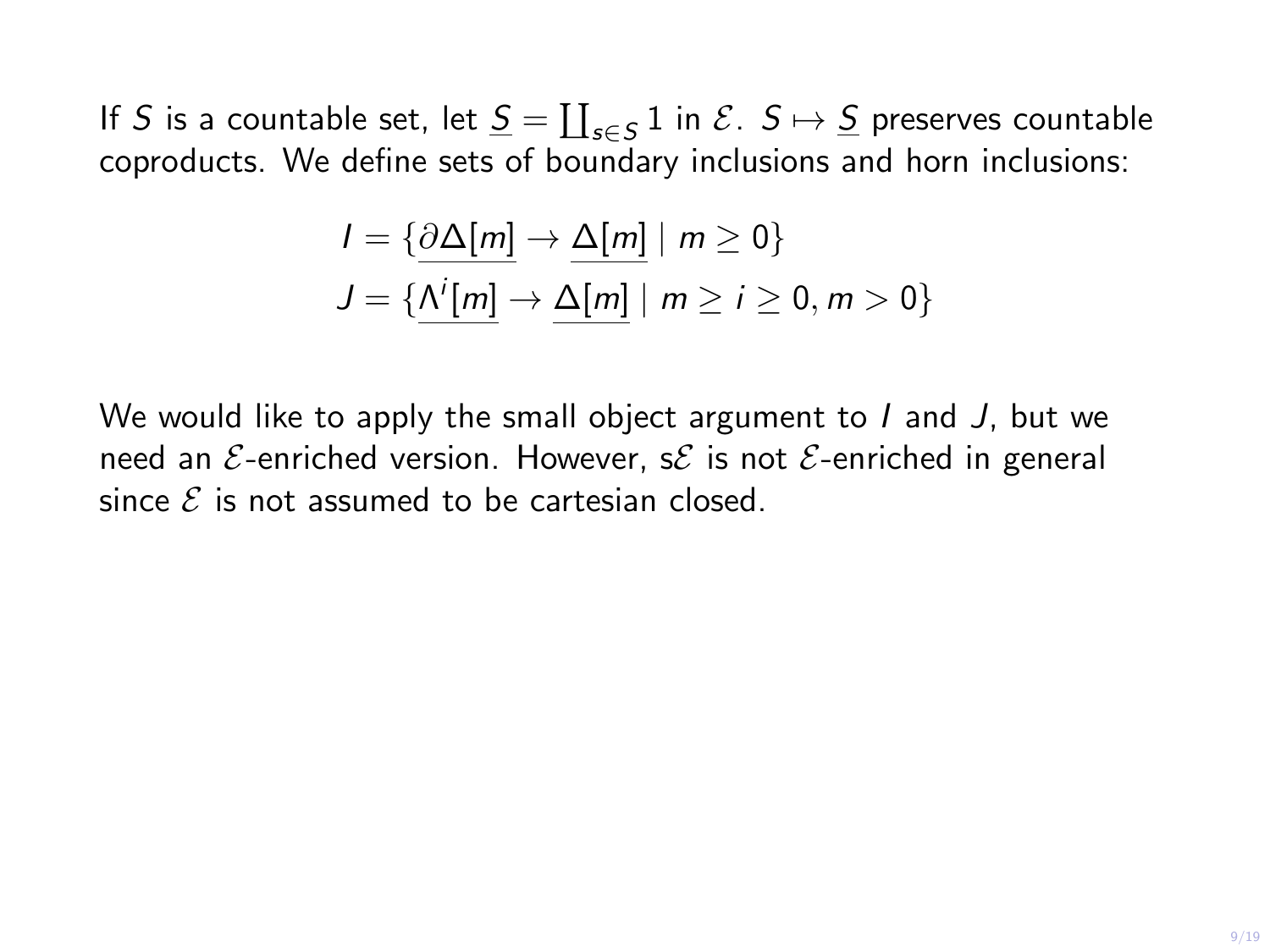If $S$ is a countable set, let $\underline{S} = \coprod_{s \in S} 1$ in $\mathcal{E}$. $S \mapsto \underline{S}$ preserves countable coproducts. We define sets of boundary inclusions and horn inclusions:

$$
\begin{aligned}
I &= \{\underline{\partial\Delta[m]} \to \underline{\Delta[m]} \mid m \geq 0\} \\
J &= \{\underline{\Lambda^i[m]} \to \underline{\Delta[m]} \mid m \geq i \geq 0, m > 0\}
\end{aligned}
$$

We would like to apply the small object argument to $I$ and $J$, but we need an $\mathcal{E}$-enriched version. However, s$\mathcal{E}$ is not $\mathcal{E}$-enriched in general since $\mathcal{E}$ is not assumed to be cartesian closed.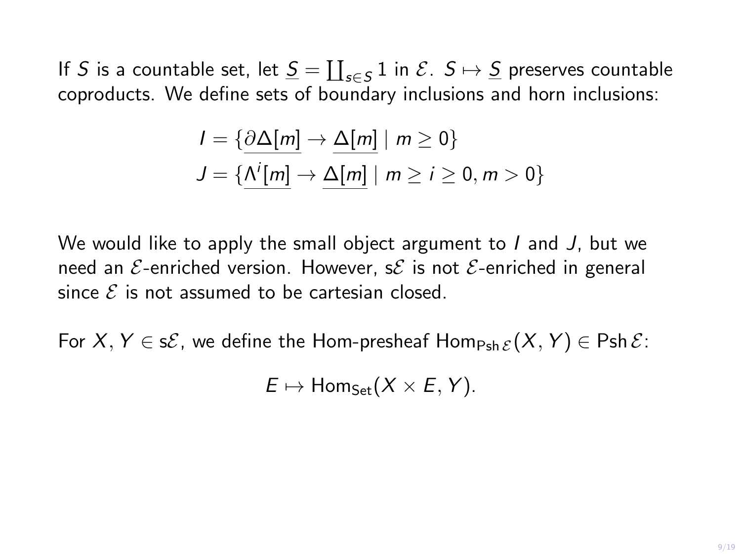If $S$ is a countable set, let $\underline{S} = \coprod_{s \in S} 1$ in $\mathcal{E}$. $S \mapsto \underline{S}$ preserves countable coproducts. We define sets of boundary inclusions and horn inclusions:

$$I = \{\underline{\partial\Delta[m]} \to \underline{\Delta[m]} \mid m \geq 0\}$$
$$J = \{\underline{\Lambda^i[m]} \to \underline{\Delta[m]} \mid m \geq i \geq 0, m > 0\}$$

We would like to apply the small object argument to $I$ and $J$, but we need an $\mathcal{E}$-enriched version. However, $\mathrm{s}\mathcal{E}$ is not $\mathcal{E}$-enriched in general since $\mathcal{E}$ is not assumed to be cartesian closed.

For $X, Y \in \mathrm{s}\mathcal{E}$, we define the Hom-presheaf $\mathrm{Hom}_{\mathrm{Psh}\,\mathcal{E}}(X, Y) \in \mathrm{Psh}\,\mathcal{E}$:

$$E \mapsto \mathrm{Hom}_{\mathrm{Set}}(X \times E, Y).$$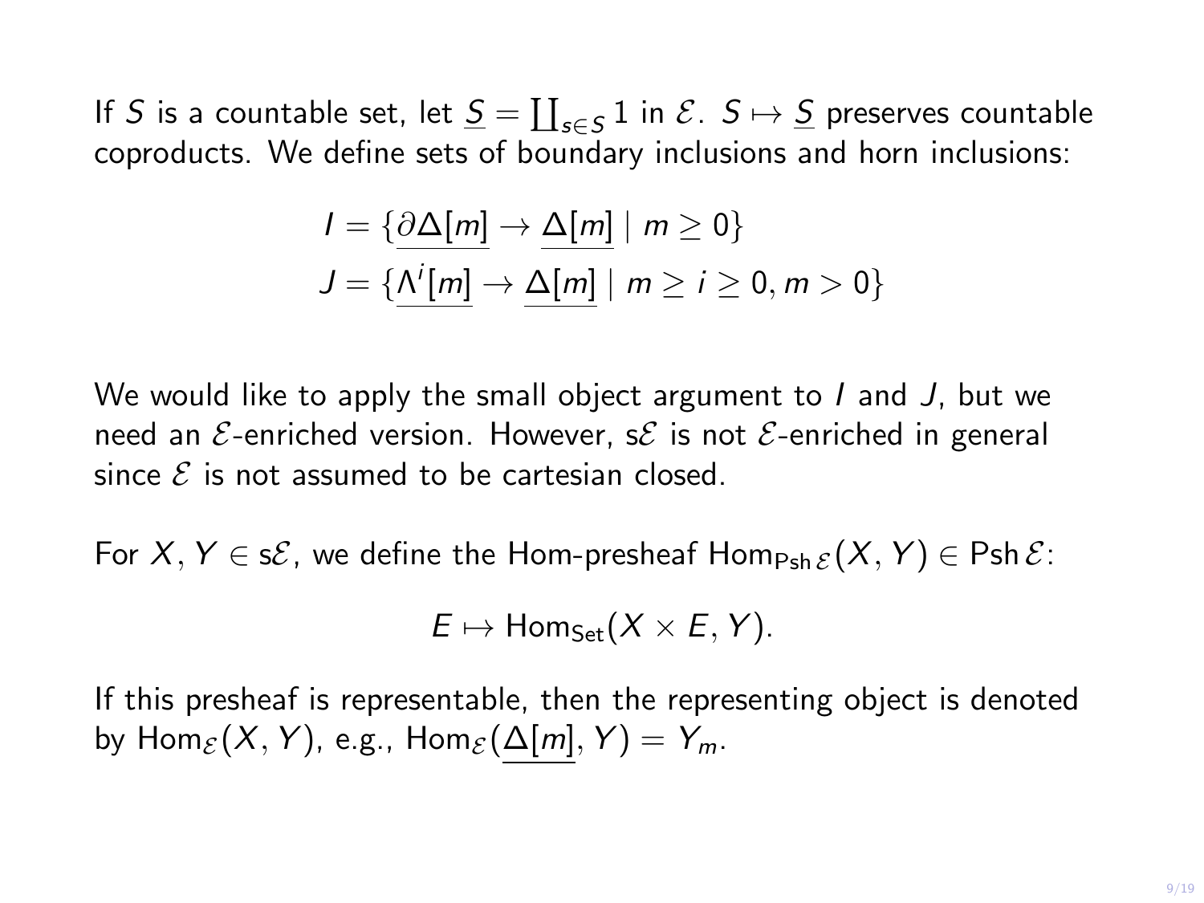If $S$ is a countable set, let $\underline{S} = \coprod_{s \in S} 1$ in $\mathcal{E}$. $S \mapsto \underline{S}$ preserves countable coproducts. We define sets of boundary inclusions and horn inclusions:

$$
\begin{aligned}
I &= \{\underline{\partial\Delta[m]} \to \underline{\Delta[m]} \mid m \geq 0\} \\
J &= \{\underline{\Lambda^i[m]} \to \underline{\Delta[m]} \mid m \geq i \geq 0, m > 0\}
\end{aligned}
$$

We would like to apply the small object argument to $I$ and $J$, but we need an $\mathcal{E}$-enriched version. However, $\mathrm{s}\mathcal{E}$ is not $\mathcal{E}$-enriched in general since $\mathcal{E}$ is not assumed to be cartesian closed.

For $X, Y \in \mathrm{s}\mathcal{E}$, we define the Hom-presheaf $\mathrm{Hom}_{\mathrm{Psh}\,\mathcal{E}}(X, Y) \in \mathrm{Psh}\,\mathcal{E}$:

$$
E \mapsto \mathrm{Hom}_{\mathrm{Set}}(X \times E, Y).
$$

If this presheaf is representable, then the representing object is denoted by $\mathrm{Hom}_{\mathcal{E}}(X, Y)$, e.g., $\mathrm{Hom}_{\mathcal{E}}(\underline{\Delta[m]}, Y) = Y_m$.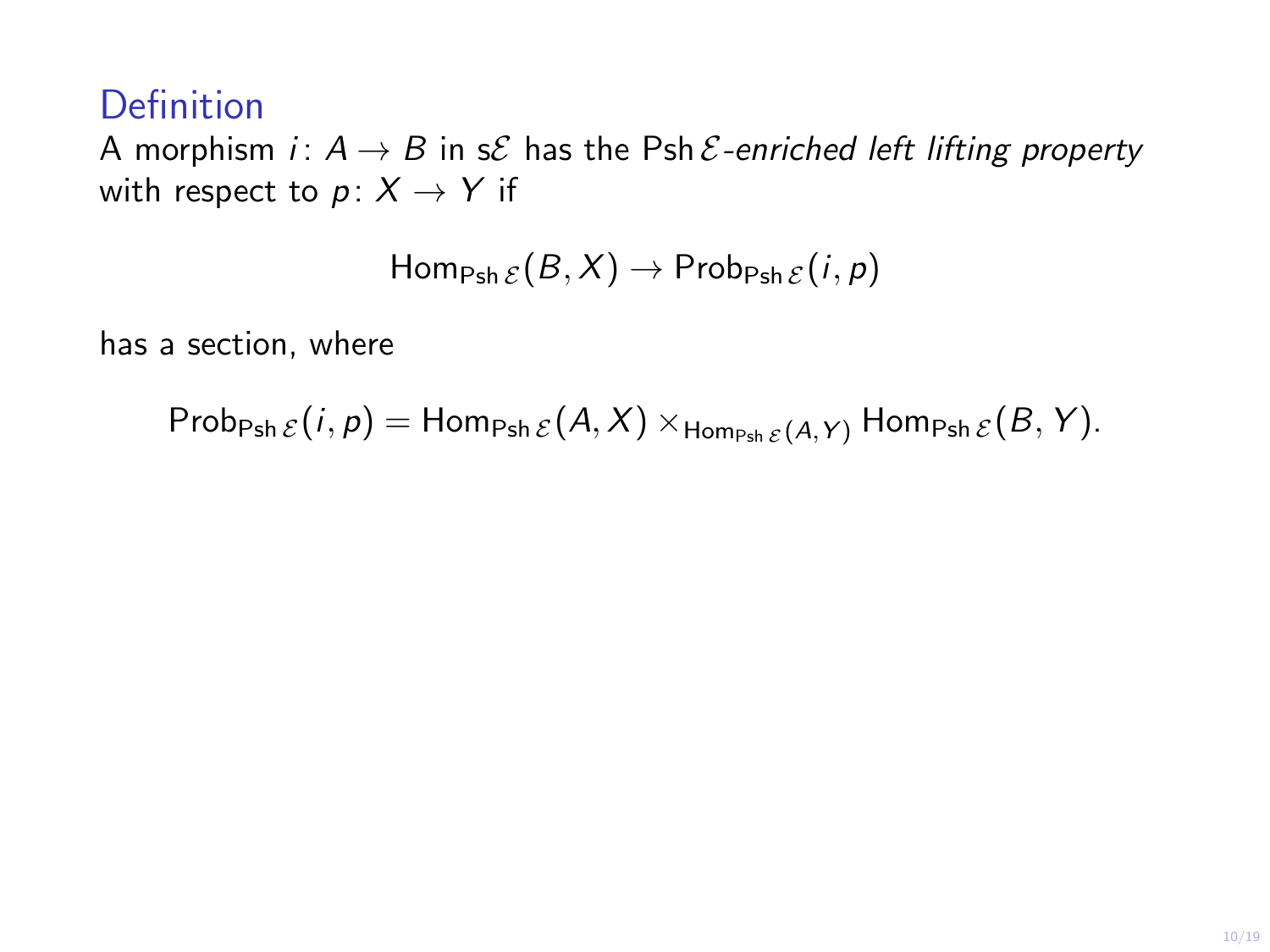### Definition

A morphism $i \colon A \to B$ in $s\mathcal{E}$ has the $\operatorname{Psh}\mathcal{E}$*-enriched left lifting property* with respect to $p \colon X \to Y$ if

$$\operatorname{Hom}_{\operatorname{Psh}\mathcal{E}}(B, X) \to \operatorname{Prob}_{\operatorname{Psh}\mathcal{E}}(i, p)$$

has a section, where

$$\operatorname{Prob}_{\operatorname{Psh}\mathcal{E}}(i, p) = \operatorname{Hom}_{\operatorname{Psh}\mathcal{E}}(A, X) \times_{\operatorname{Hom}_{\operatorname{Psh}\mathcal{E}}(A, Y)} \operatorname{Hom}_{\operatorname{Psh}\mathcal{E}}(B, Y).$$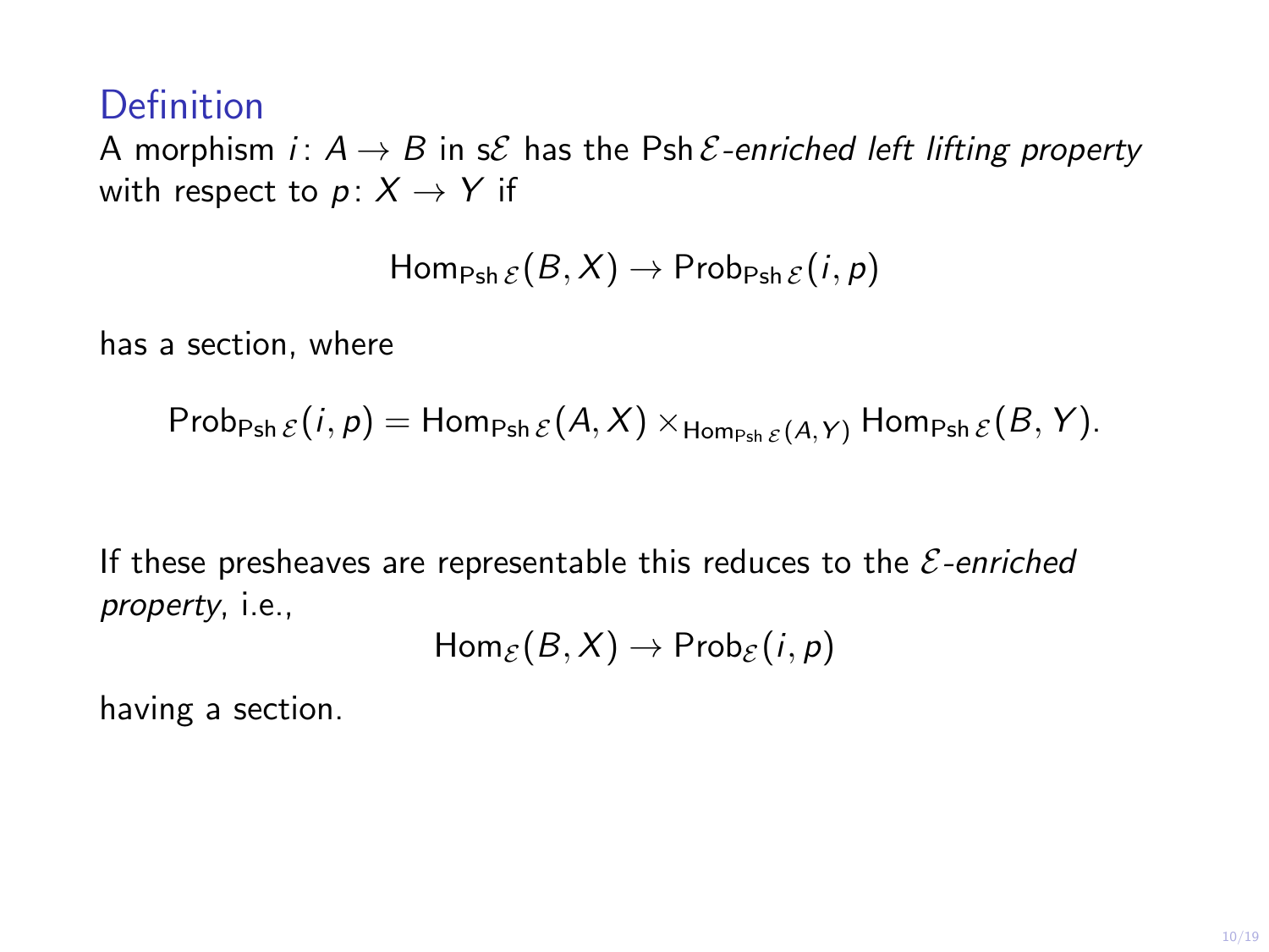## Definition

A morphism $i \colon A \to B$ in $\mathrm{s}\mathcal{E}$ has the $\mathrm{Psh}\,\mathcal{E}$*-enriched left lifting property* with respect to $p \colon X \to Y$ if

$$\mathrm{Hom}_{\mathrm{Psh}\,\mathcal{E}}(B, X) \to \mathrm{Prob}_{\mathrm{Psh}\,\mathcal{E}}(i, p)$$

has a section, where

$$\mathrm{Prob}_{\mathrm{Psh}\,\mathcal{E}}(i, p) = \mathrm{Hom}_{\mathrm{Psh}\,\mathcal{E}}(A, X) \times_{\mathrm{Hom}_{\mathrm{Psh}\,\mathcal{E}}(A,Y)} \mathrm{Hom}_{\mathrm{Psh}\,\mathcal{E}}(B, Y).$$

If these presheaves are representable this reduces to the $\mathcal{E}$*-enriched property*, i.e.,

$$\mathrm{Hom}_{\mathcal{E}}(B, X) \to \mathrm{Prob}_{\mathcal{E}}(i, p)$$

having a section.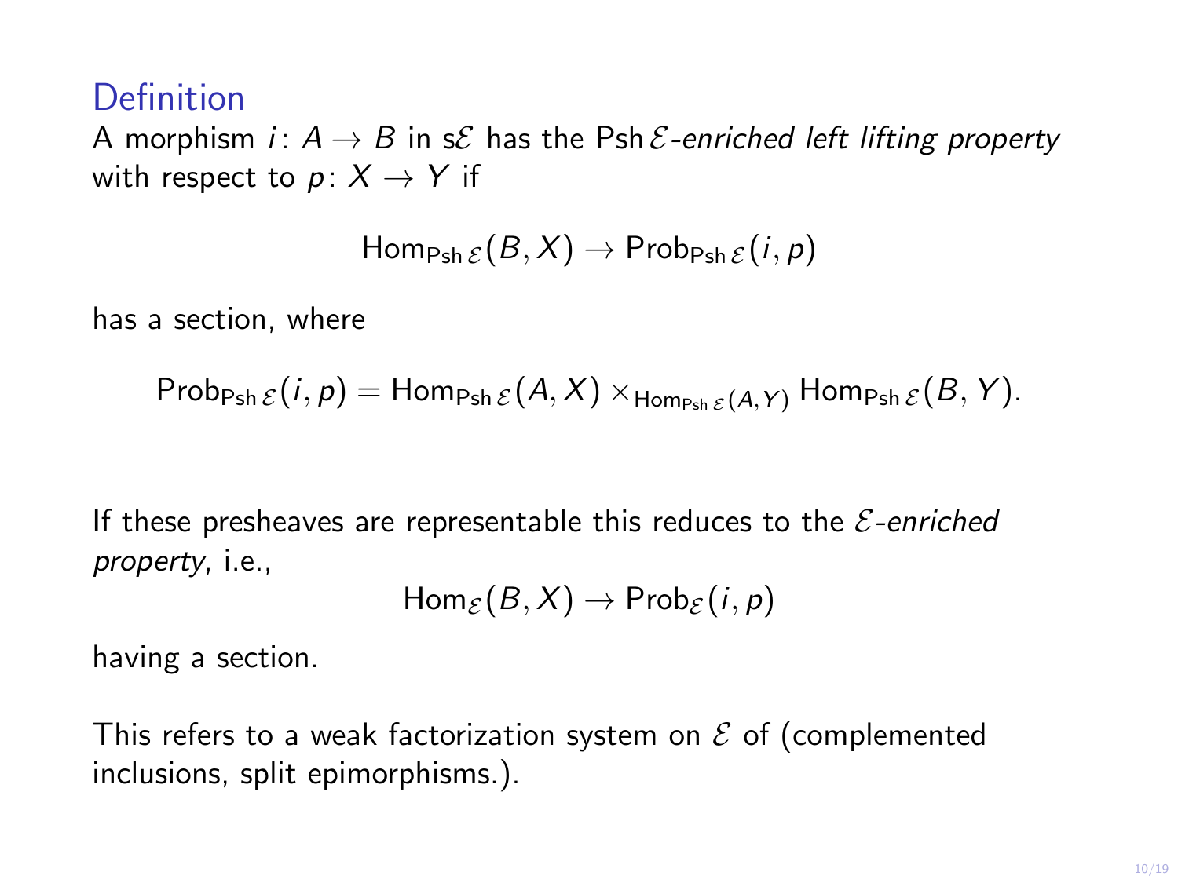### Definition

A morphism $i\colon A \to B$ in $\mathrm{s}\mathcal{E}$ has the $\mathrm{Psh}\,\mathcal{E}$*-enriched left lifting property* with respect to $p\colon X \to Y$ if

$$\mathrm{Hom}_{\mathrm{Psh}\,\mathcal{E}}(B, X) \to \mathrm{Prob}_{\mathrm{Psh}\,\mathcal{E}}(i, p)$$

has a section, where

$$\mathrm{Prob}_{\mathrm{Psh}\,\mathcal{E}}(i, p) = \mathrm{Hom}_{\mathrm{Psh}\,\mathcal{E}}(A, X) \times_{\mathrm{Hom}_{\mathrm{Psh}\,\mathcal{E}}(A, Y)} \mathrm{Hom}_{\mathrm{Psh}\,\mathcal{E}}(B, Y).$$

If these presheaves are representable this reduces to the $\mathcal{E}$*-enriched property*, i.e.,

$$\mathrm{Hom}_{\mathcal{E}}(B, X) \to \mathrm{Prob}_{\mathcal{E}}(i, p)$$

having a section.

This refers to a weak factorization system on $\mathcal{E}$ of (complemented inclusions, split epimorphisms.).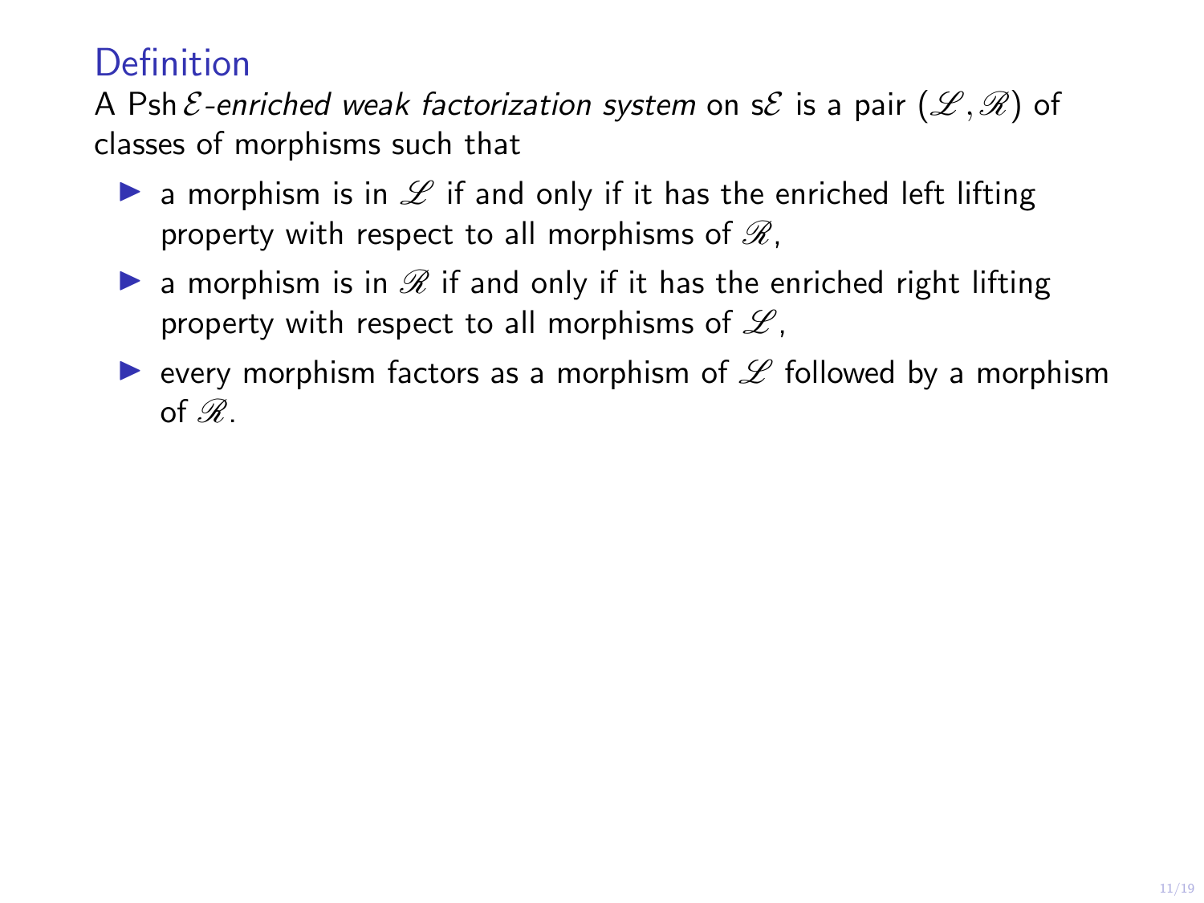## Definition

A $\mathrm{Psh}\,\mathcal{E}$-*enriched weak factorization system* on $\mathrm{s}\mathcal{E}$ is a pair $(\mathscr{L}, \mathscr{R})$ of classes of morphisms such that

- a morphism is in $\mathscr{L}$ if and only if it has the enriched left lifting property with respect to all morphisms of $\mathscr{R}$,
- a morphism is in $\mathscr{R}$ if and only if it has the enriched right lifting property with respect to all morphisms of $\mathscr{L}$,
- every morphism factors as a morphism of $\mathscr{L}$ followed by a morphism of $\mathscr{R}$.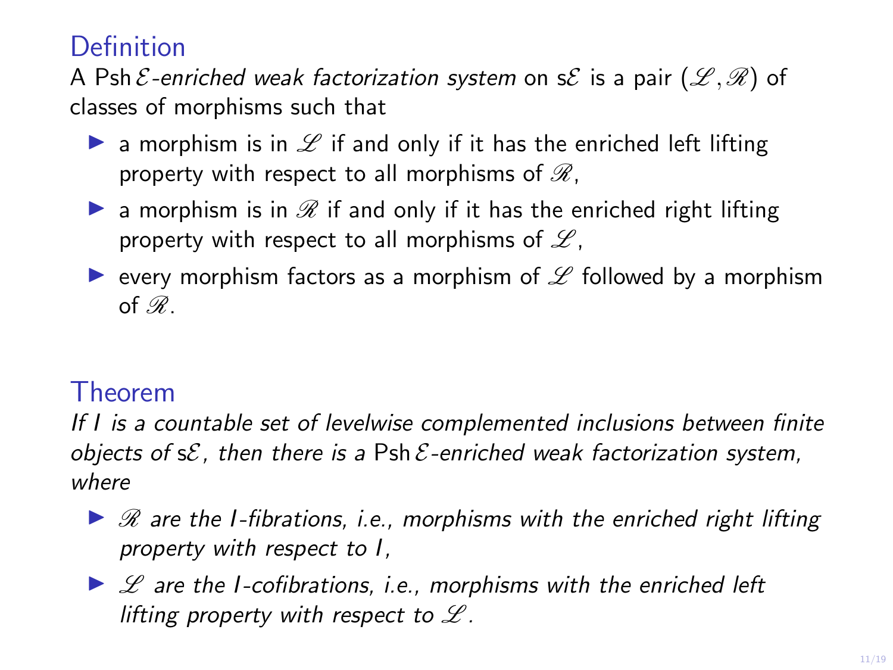## Definition

A $\mathrm{Psh}\,\mathcal{E}$*-enriched weak factorization system* on $\mathrm{s}\mathcal{E}$ is a pair $(\mathscr{L}, \mathscr{R})$ of classes of morphisms such that

- a morphism is in $\mathscr{L}$ if and only if it has the enriched left lifting property with respect to all morphisms of $\mathscr{R}$,
- a morphism is in $\mathscr{R}$ if and only if it has the enriched right lifting property with respect to all morphisms of $\mathscr{L}$,
- every morphism factors as a morphism of $\mathscr{L}$ followed by a morphism of $\mathscr{R}$.

## Theorem

*If $I$ is a countable set of levelwise complemented inclusions between finite objects of $\mathrm{s}\mathcal{E}$, then there is a $\mathrm{Psh}\,\mathcal{E}$-enriched weak factorization system, where*

- *$\mathscr{R}$ are the $I$-fibrations, i.e., morphisms with the enriched right lifting property with respect to $I$,*
- *$\mathscr{L}$ are the $I$-cofibrations, i.e., morphisms with the enriched left lifting property with respect to $\mathscr{L}$.*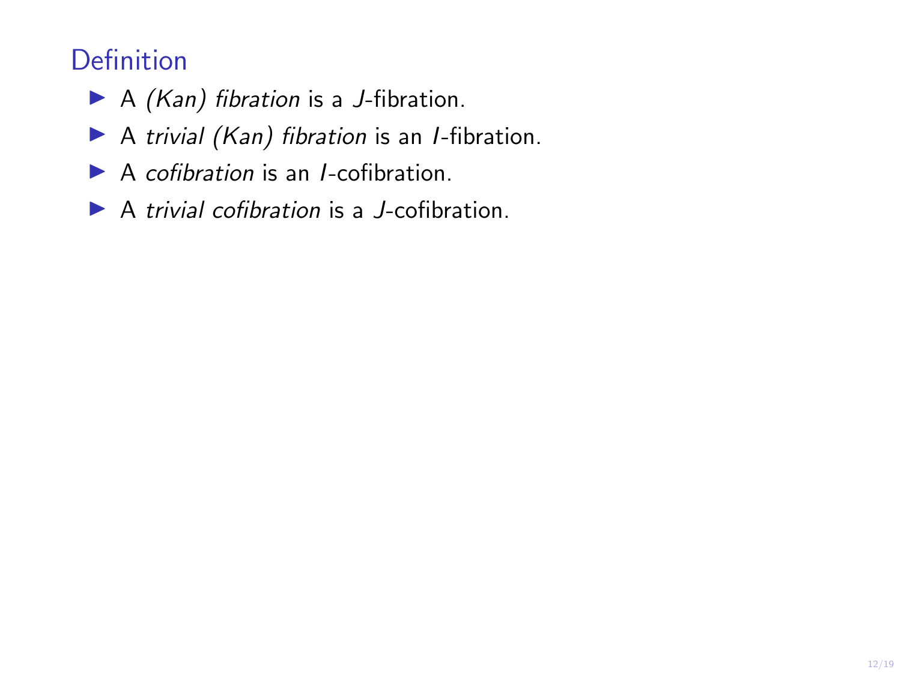## Definition

- A *(Kan) fibration* is a $J$-fibration.
- A *trivial (Kan) fibration* is an $I$-fibration.
- A *cofibration* is an $I$-cofibration.
- A *trivial cofibration* is a $J$-cofibration.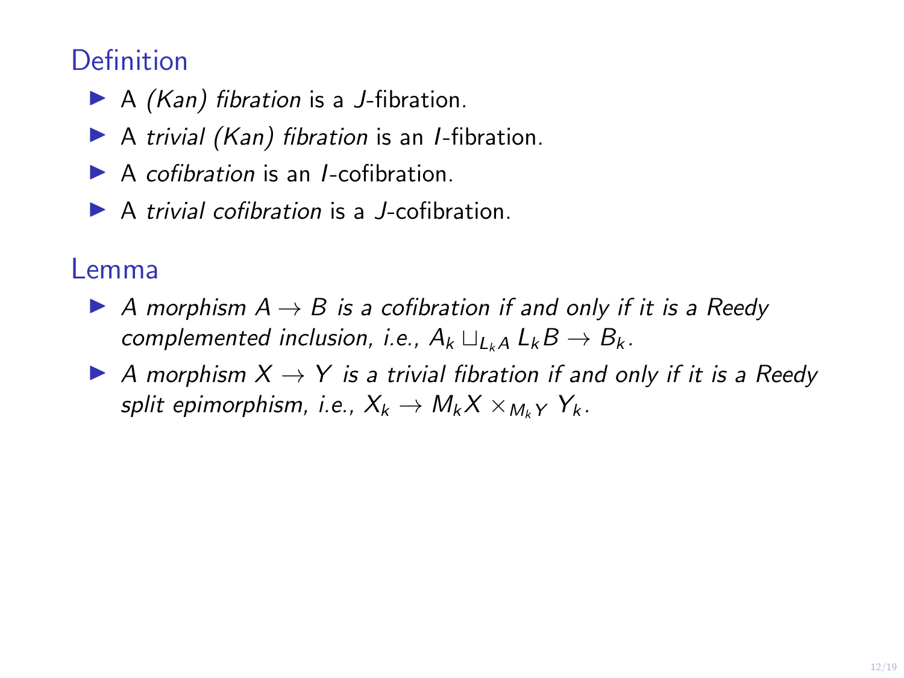## Definition

- A *(Kan) fibration* is a $J$-fibration.
- A *trivial (Kan) fibration* is an $I$-fibration.
- A *cofibration* is an $I$-cofibration.
- A *trivial cofibration* is a $J$-cofibration.

## Lemma

- *A morphism $A \to B$ is a cofibration if and only if it is a Reedy complemented inclusion, i.e., $A_k \sqcup_{L_k A} L_k B \to B_k$.*
- *A morphism $X \to Y$ is a trivial fibration if and only if it is a Reedy split epimorphism, i.e., $X_k \to M_k X \times_{M_k Y} Y_k$.*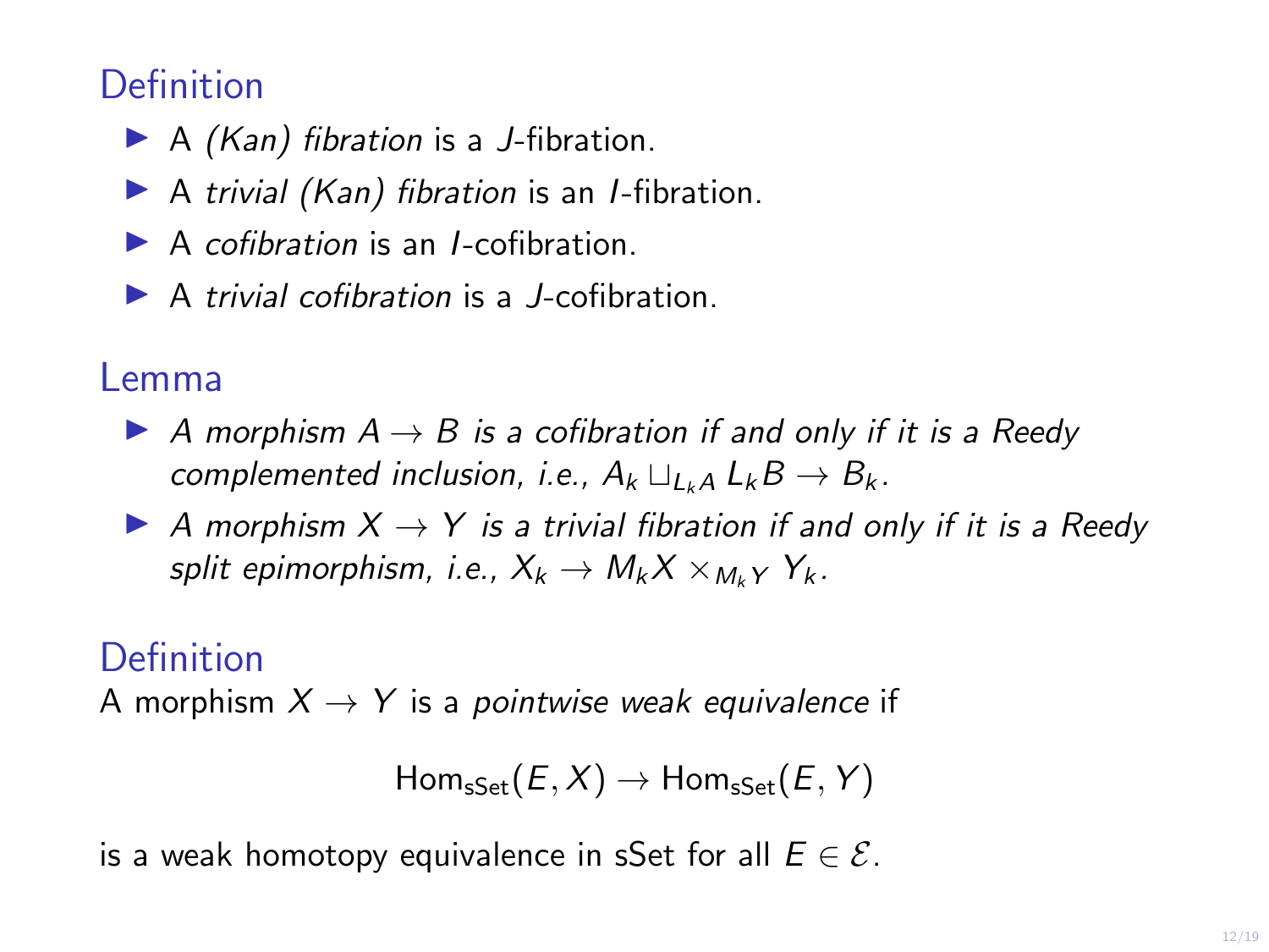## Definition

- A *(Kan) fibration* is a $J$-fibration.
- A *trivial (Kan) fibration* is an $I$-fibration.
- A *cofibration* is an $I$-cofibration.
- A *trivial cofibration* is a $J$-cofibration.

## Lemma

- *A morphism $A \to B$ is a cofibration if and only if it is a Reedy complemented inclusion, i.e., $A_k \sqcup_{L_k A} L_k B \to B_k$.*
- *A morphism $X \to Y$ is a trivial fibration if and only if it is a Reedy split epimorphism, i.e., $X_k \to M_k X \times_{M_k Y} Y_k$.*

## Definition

A morphism $X \to Y$ is a *pointwise weak equivalence* if

$$\mathrm{Hom}_{\mathrm{sSet}}(E, X) \to \mathrm{Hom}_{\mathrm{sSet}}(E, Y)$$

is a weak homotopy equivalence in sSet for all $E \in \mathcal{E}$.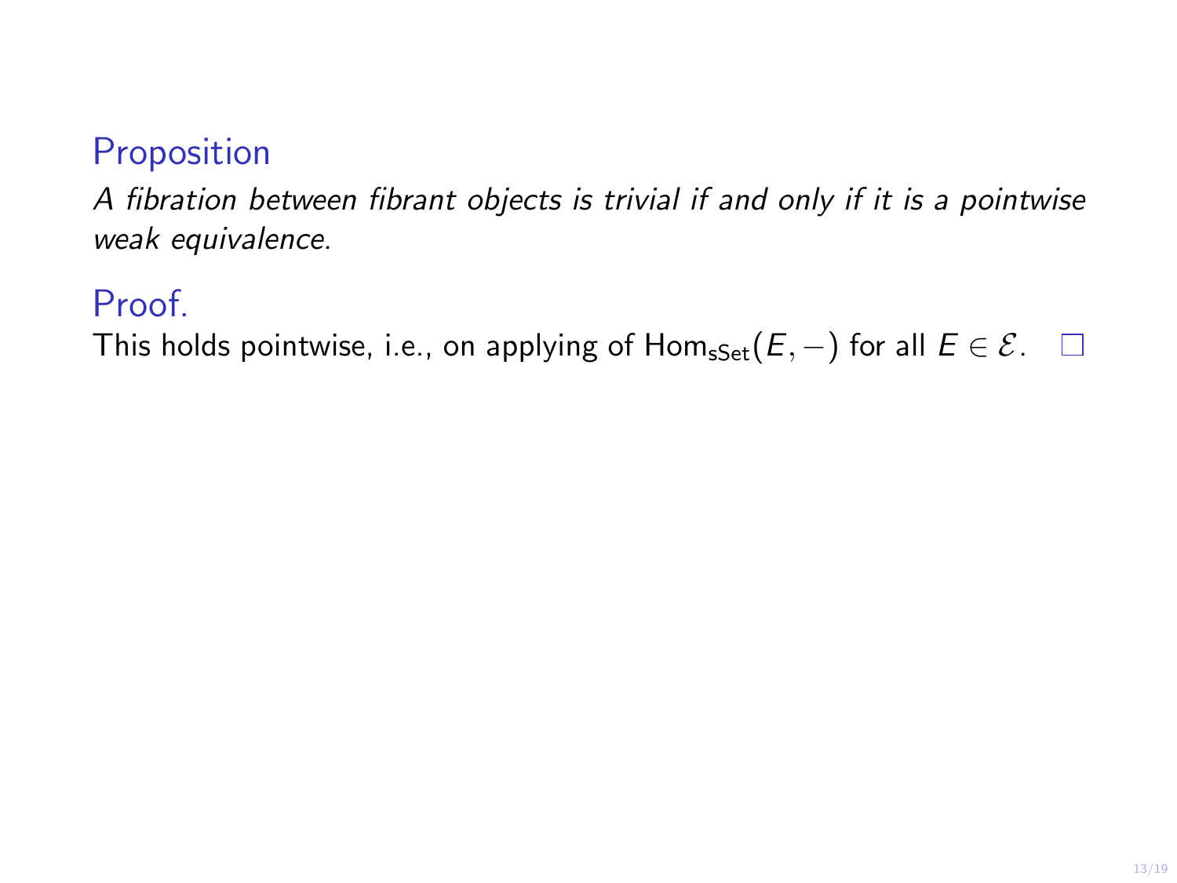**Proposition**

*A fibration between fibrant objects is trivial if and only if it is a pointwise weak equivalence.*

**Proof.**

This holds pointwise, i.e., on applying of $\mathrm{Hom}_{\mathrm{sSet}}(E, -)$ for all $E \in \mathcal{E}$. $\square$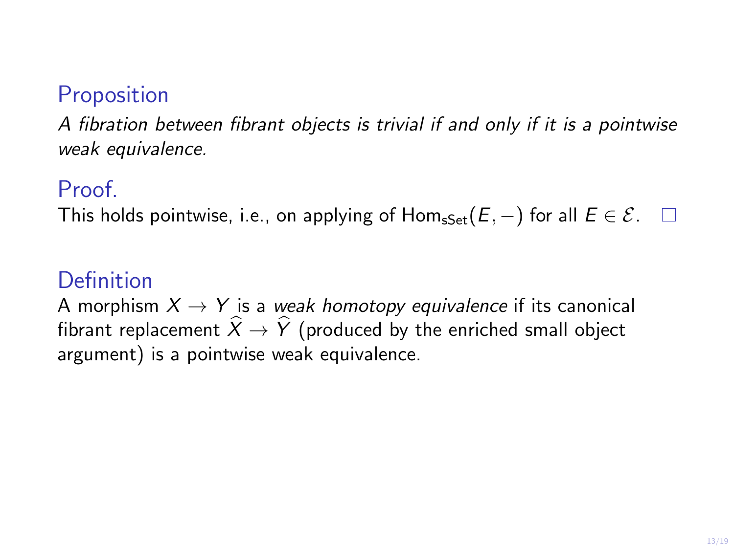### Proposition

*A fibration between fibrant objects is trivial if and only if it is a pointwise weak equivalence.*

### Proof.

This holds pointwise, i.e., on applying of $\mathrm{Hom}_{\mathrm{sSet}}(E, -)$ for all $E \in \mathcal{E}$. □

### Definition

A morphism $X \to Y$ is a *weak homotopy equivalence* if its canonical fibrant replacement $\widehat{X} \to \widehat{Y}$ (produced by the enriched small object argument) is a pointwise weak equivalence.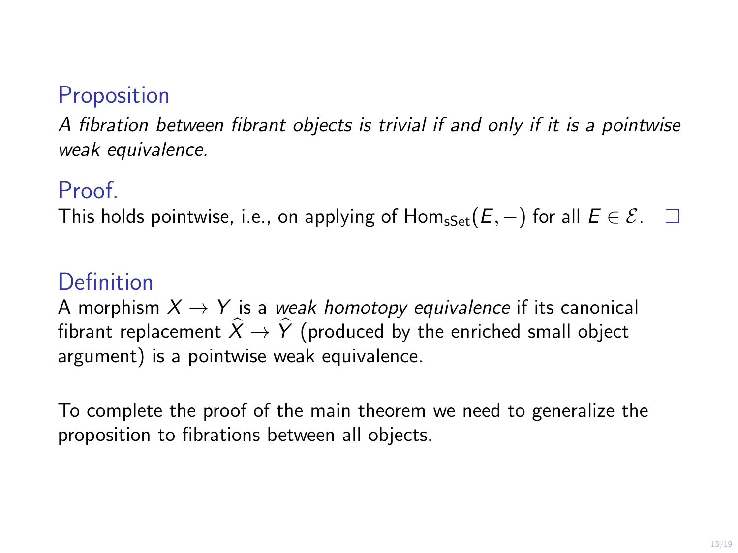### Proposition

*A fibration between fibrant objects is trivial if and only if it is a pointwise weak equivalence.*

### Proof.

This holds pointwise, i.e., on applying of $\mathrm{Hom}_{\mathsf{sSet}}(E, -)$ for all $E \in \mathcal{E}$. □

### Definition

A morphism $X \to Y$ is a *weak homotopy equivalence* if its canonical fibrant replacement $\widehat{X} \to \widehat{Y}$ (produced by the enriched small object argument) is a pointwise weak equivalence.

To complete the proof of the main theorem we need to generalize the proposition to fibrations between all objects.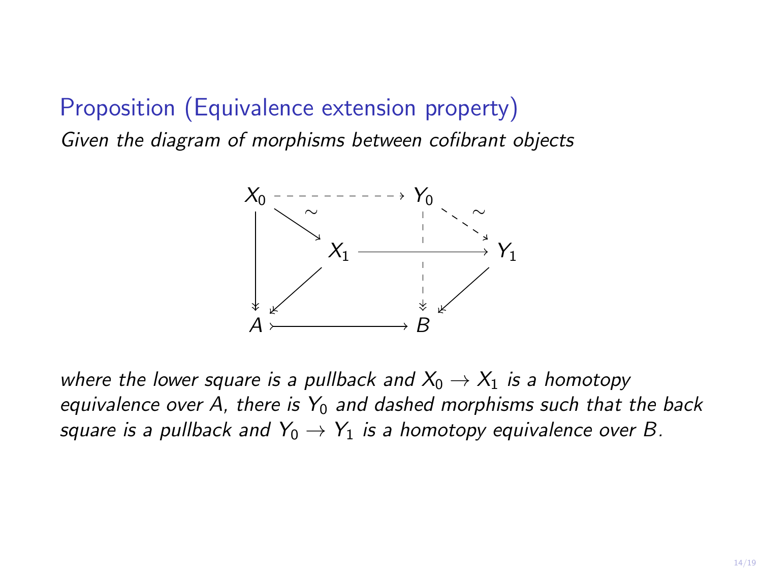## Proposition (Equivalence extension property)

*Given the diagram of morphisms between cofibrant objects*

$$
\begin{array}{ccccc}
X_0 & \dashrightarrow & Y_0 & & \\
& \searrow^{\sim} & \vdots & \searrow^{\sim} & \\
\downarrow & & X_1 & \longrightarrow & Y_1 \\
& \swarrow & \vdots & \swarrow & \\
A & \rightarrowtail & B & &
\end{array}
$$

*where the lower square is a pullback and $X_0 \to X_1$ is a homotopy equivalence over $A$, there is $Y_0$ and dashed morphisms such that the back square is a pullback and $Y_0 \to Y_1$ is a homotopy equivalence over $B$.*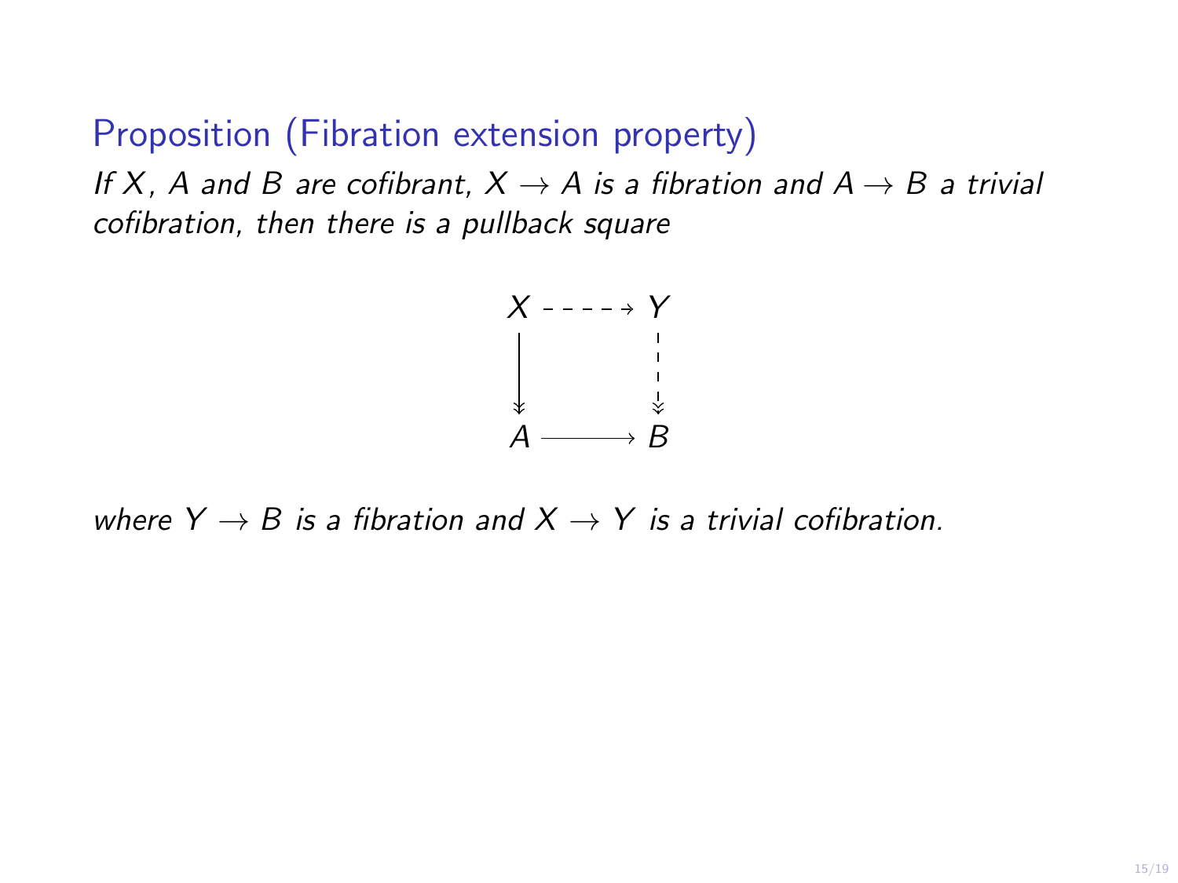## Proposition (Fibration extension property)

*If $X$, $A$ and $B$ are cofibrant, $X \to A$ is a fibration and $A \to B$ a trivial cofibration, then there is a pullback square*

$$
\begin{array}{ccc}
X & \dashrightarrow & Y \\
\downarrow & & \downarrow \\
A & \longrightarrow & B
\end{array}
$$

*where $Y \to B$ is a fibration and $X \to Y$ is a trivial cofibration.*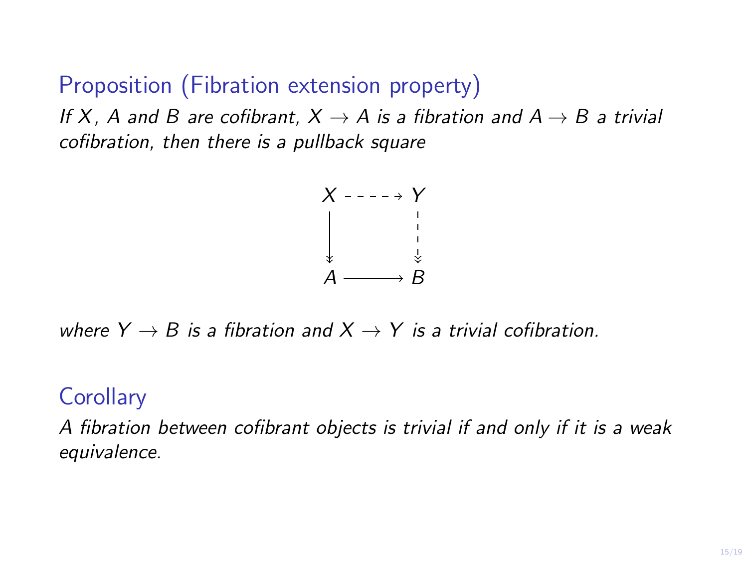### Proposition (Fibration extension property)

*If $X$, $A$ and $B$ are cofibrant, $X \to A$ is a fibration and $A \to B$ a trivial cofibration, then there is a pullback square*

$$
\begin{array}{ccc}
X & \dashrightarrow & Y \\
\downarrow & & \downarrow \\
A & \longrightarrow & B
\end{array}
$$

*where $Y \to B$ is a fibration and $X \to Y$ is a trivial cofibration.*

### Corollary

*A fibration between cofibrant objects is trivial if and only if it is a weak equivalence.*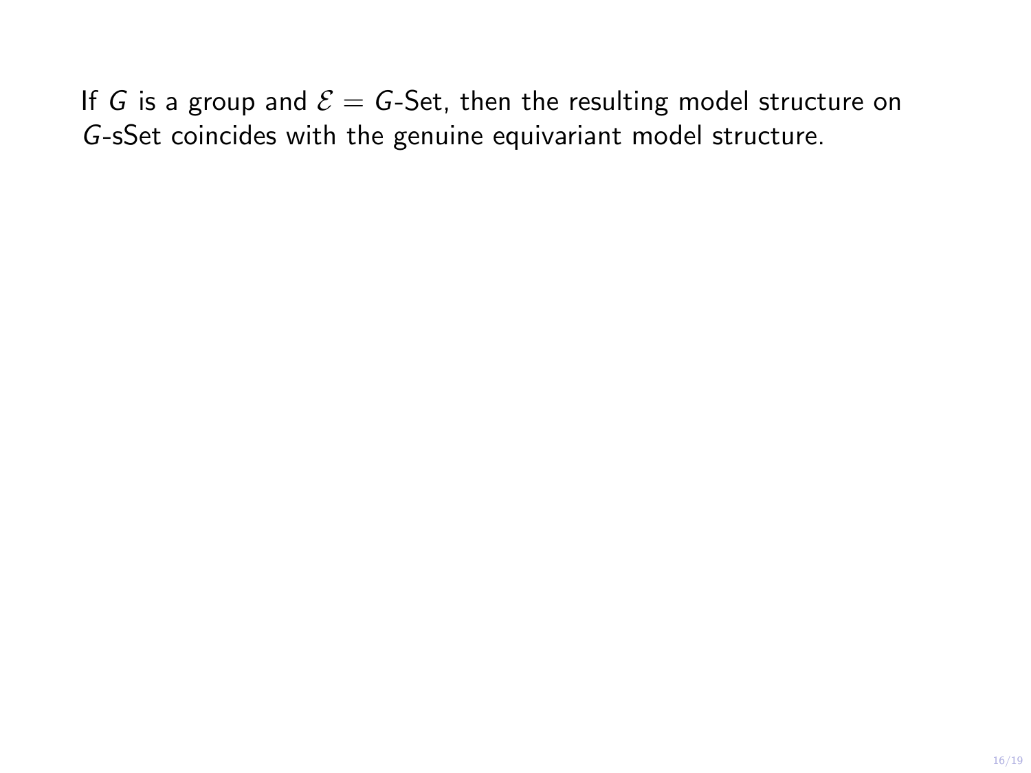If $G$ is a group and $\mathcal{E} = G$-Set, then the resulting model structure on $G$-sSet coincides with the genuine equivariant model structure.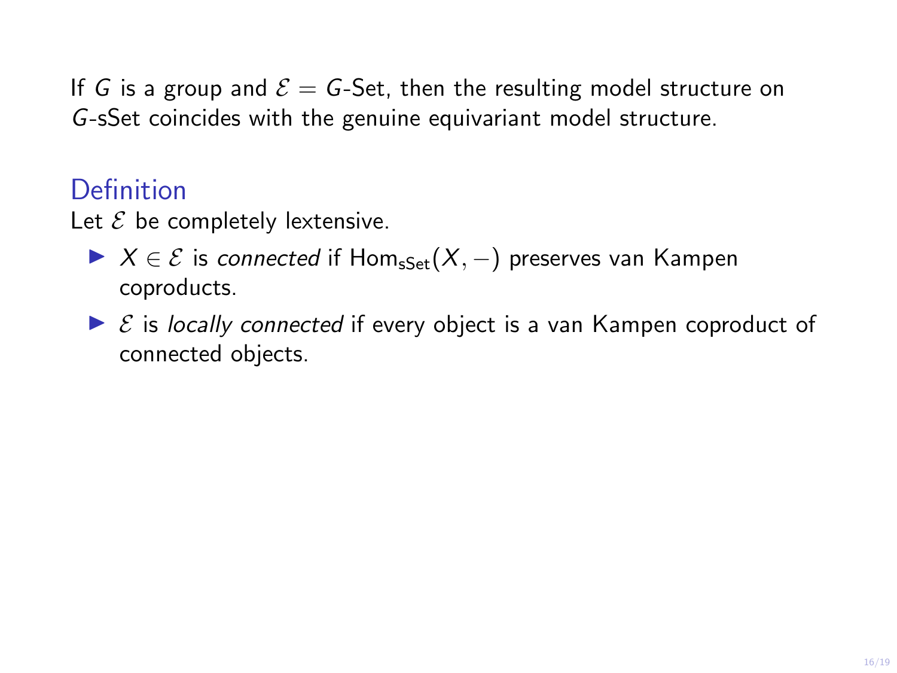If $G$ is a group and $\mathcal{E} = G\text{-Set}$, then the resulting model structure on $G$-sSet coincides with the genuine equivariant model structure.

## Definition

Let $\mathcal{E}$ be completely lextensive.

- $X \in \mathcal{E}$ is *connected* if $\text{Hom}_{\text{sSet}}(X, -)$ preserves van Kampen coproducts.
- $\mathcal{E}$ is *locally connected* if every object is a van Kampen coproduct of connected objects.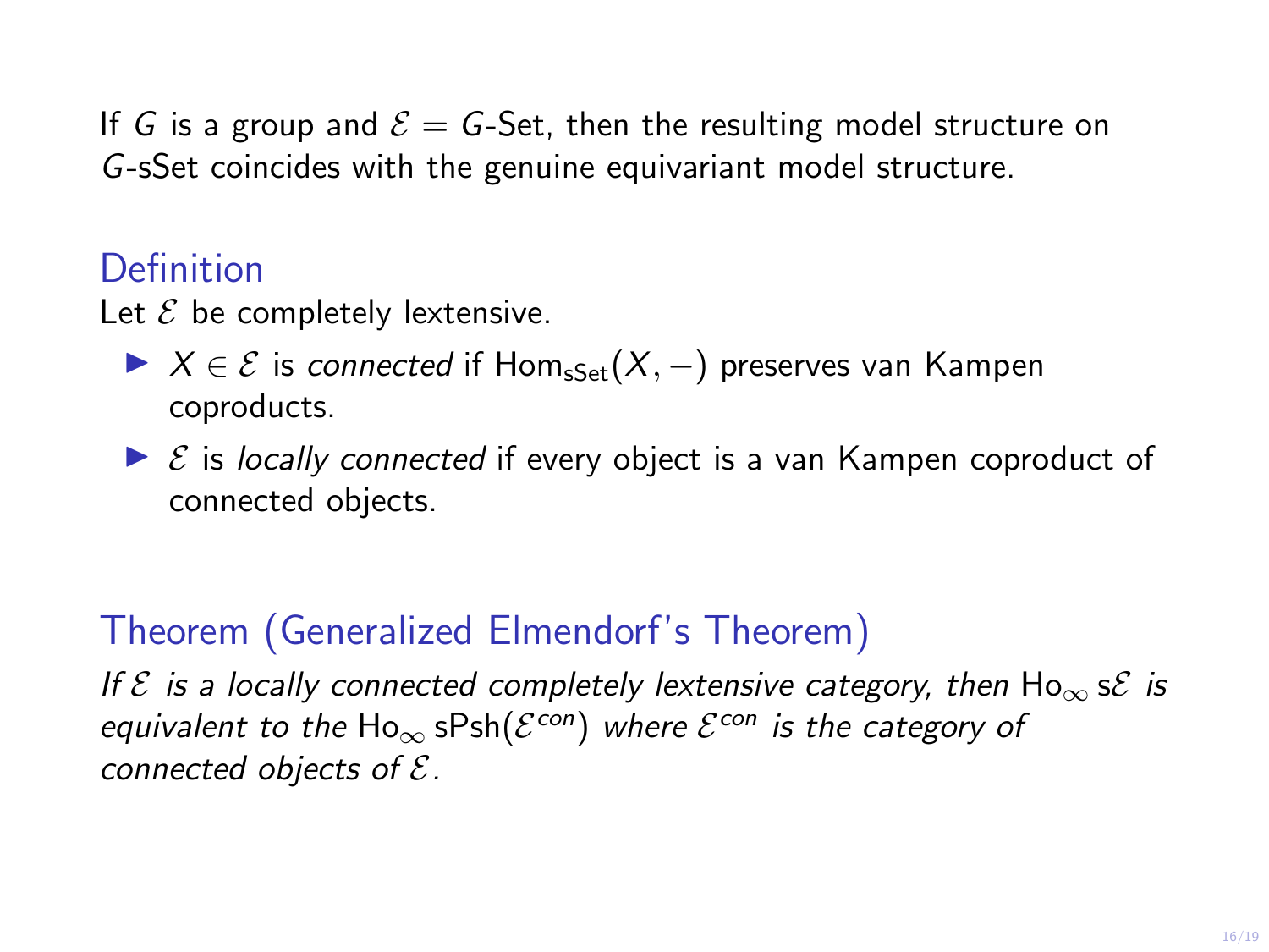If $G$ is a group and $\mathcal{E} = G$-Set, then the resulting model structure on $G$-sSet coincides with the genuine equivariant model structure.

### Definition

Let $\mathcal{E}$ be completely lextensive.

- $X \in \mathcal{E}$ is *connected* if $\mathrm{Hom}_{\mathrm{sSet}}(X, -)$ preserves van Kampen coproducts.
- $\mathcal{E}$ is *locally connected* if every object is a van Kampen coproduct of connected objects.

### Theorem (Generalized Elmendorf's Theorem)

*If $\mathcal{E}$ is a locally connected completely lextensive category, then $\mathrm{Ho}_\infty\, \mathrm{s}\mathcal{E}$ is equivalent to the $\mathrm{Ho}_\infty\, \mathrm{sPsh}(\mathcal{E}^{con})$ where $\mathcal{E}^{con}$ is the category of connected objects of $\mathcal{E}$.*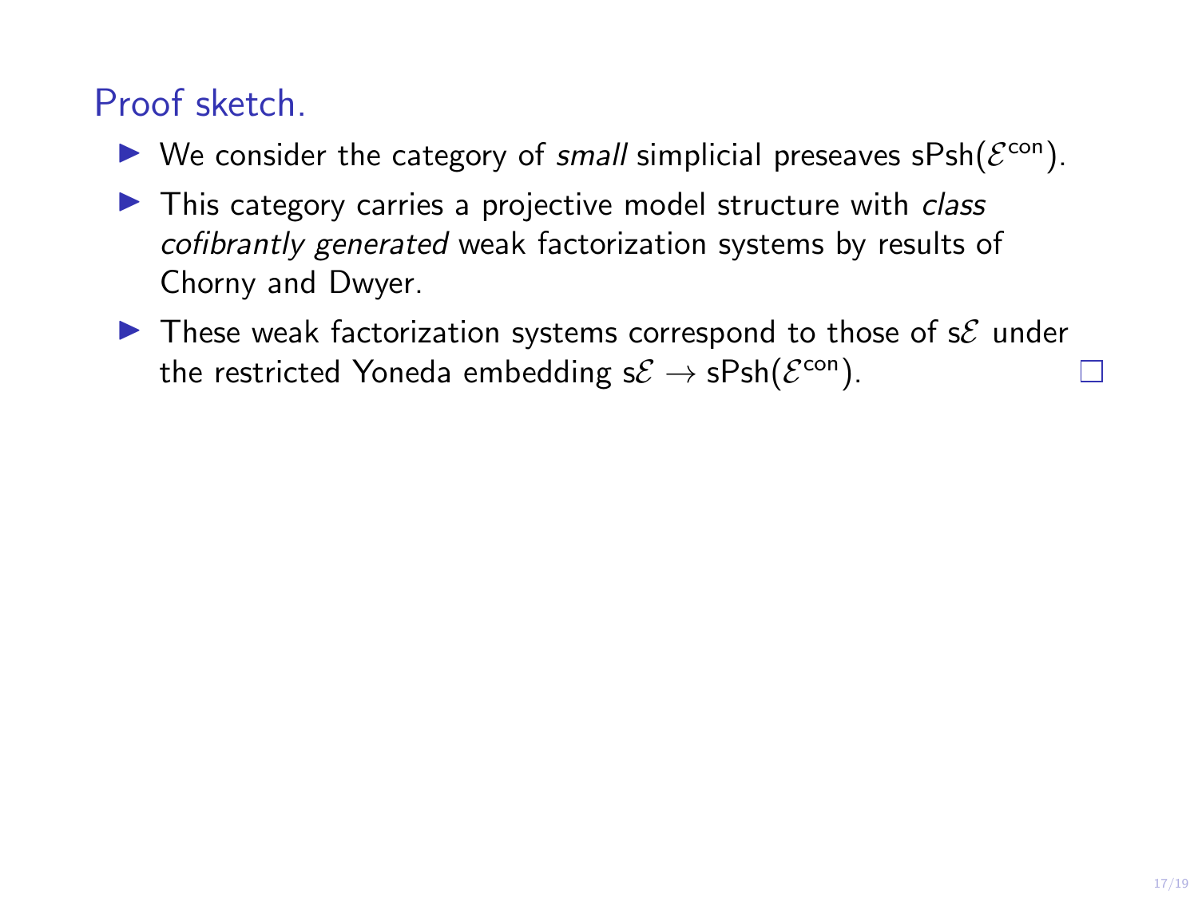## Proof sketch.

- We consider the category of *small* simplicial preseaves $\mathsf{sPsh}(\mathcal{E}^{\mathsf{con}})$.
- This category carries a projective model structure with *class cofibrantly generated* weak factorization systems by results of Chorny and Dwyer.
- These weak factorization systems correspond to those of $\mathsf{s}\mathcal{E}$ under the restricted Yoneda embedding $\mathsf{s}\mathcal{E} \to \mathsf{sPsh}(\mathcal{E}^{\mathsf{con}})$. □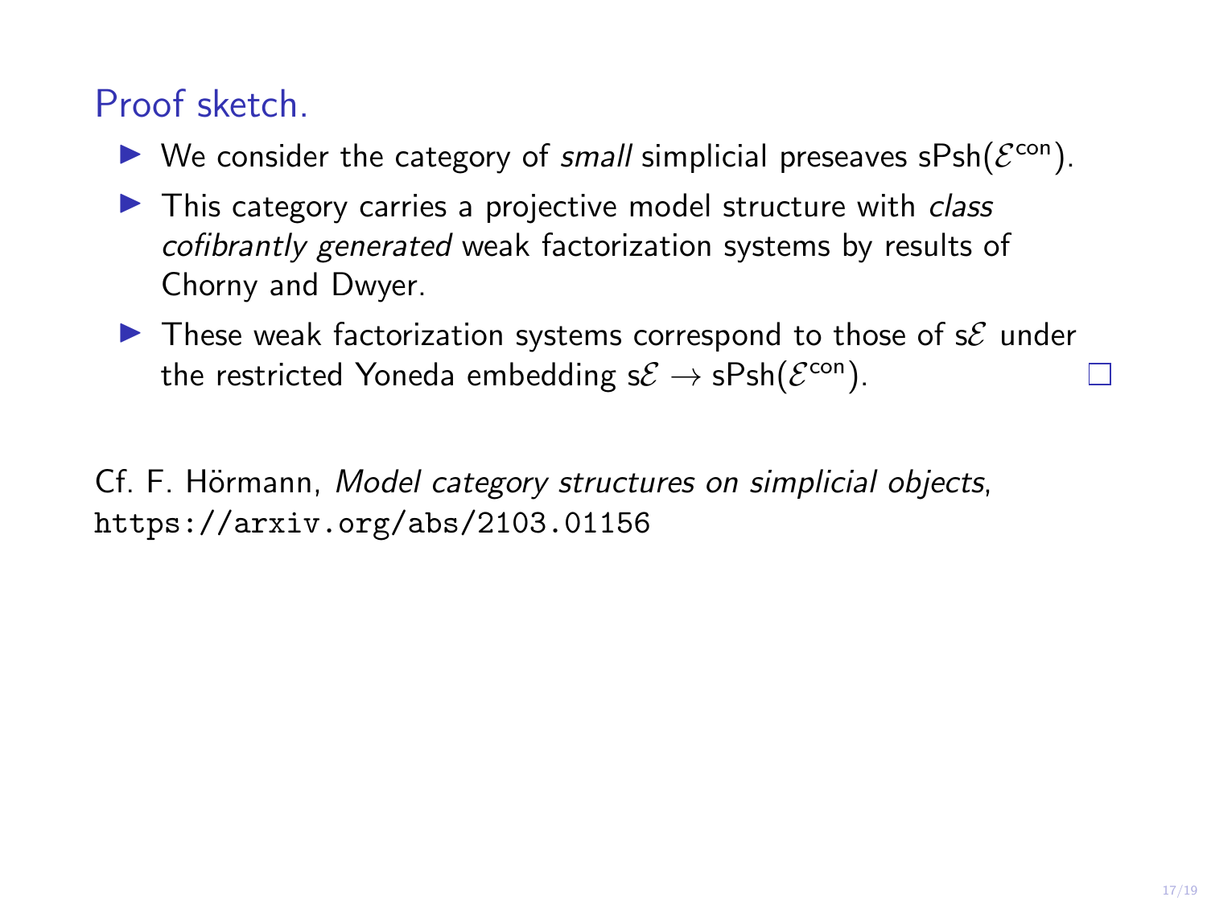## Proof sketch.

- We consider the category of *small* simplicial preseaves $\mathrm{sPsh}(\mathcal{E}^{\mathrm{con}})$.
- This category carries a projective model structure with *class cofibrantly generated* weak factorization systems by results of Chorny and Dwyer.
- These weak factorization systems correspond to those of $\mathrm{s}\mathcal{E}$ under the restricted Yoneda embedding $\mathrm{s}\mathcal{E} \to \mathrm{sPsh}(\mathcal{E}^{\mathrm{con}})$. □

Cf. F. Hörmann, *Model category structures on simplicial objects*, https://arxiv.org/abs/2103.01156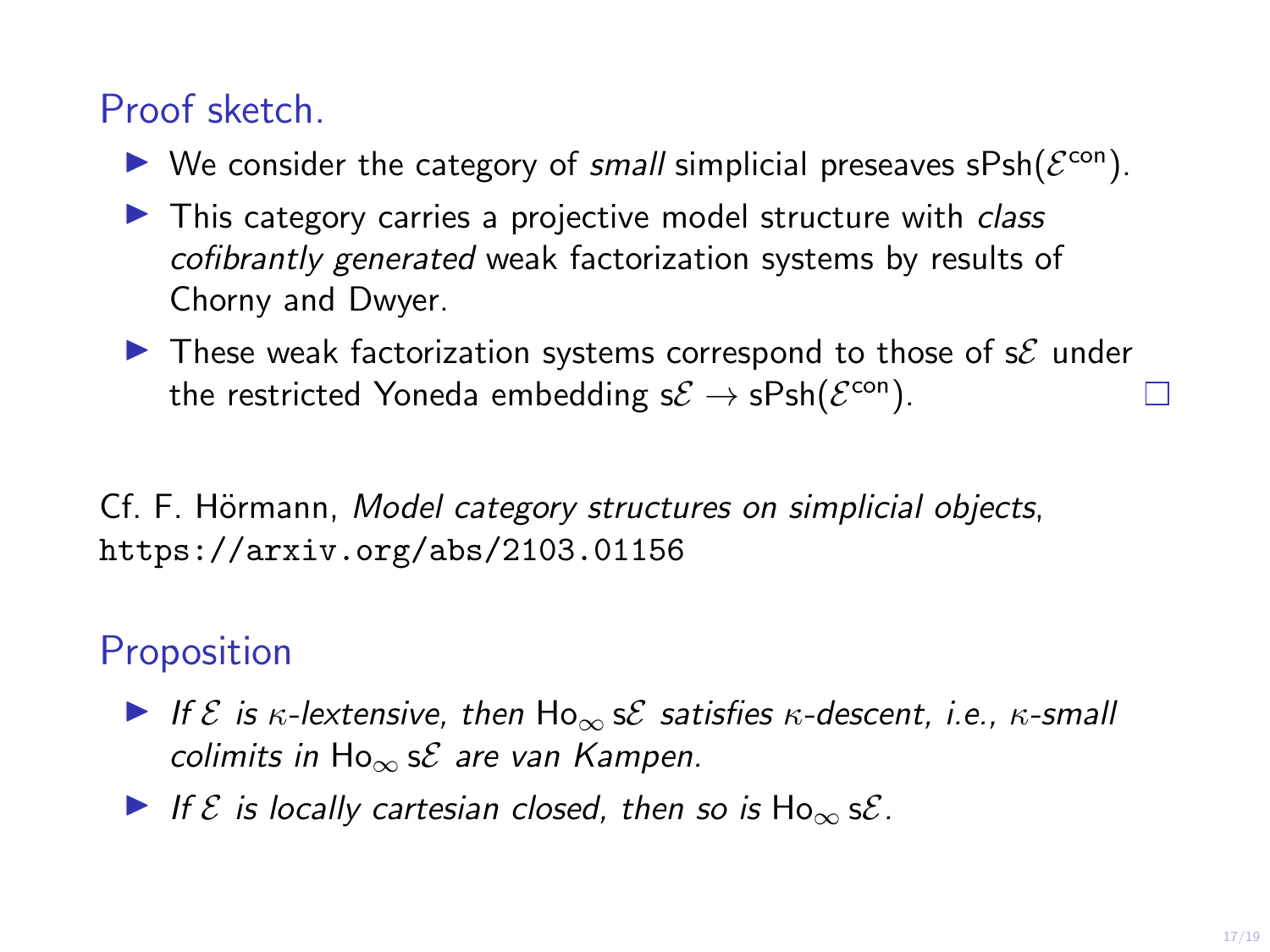## Proof sketch.

- We consider the category of *small* simplicial preseaves $\mathsf{sPsh}(\mathcal{E}^{\mathsf{con}})$.
- This category carries a projective model structure with *class cofibrantly generated* weak factorization systems by results of Chorny and Dwyer.
- These weak factorization systems correspond to those of $\mathsf{s}\mathcal{E}$ under the restricted Yoneda embedding $\mathsf{s}\mathcal{E} \to \mathsf{sPsh}(\mathcal{E}^{\mathsf{con}})$. □

Cf. F. Hörmann, *Model category structures on simplicial objects*, `https://arxiv.org/abs/2103.01156`

## Proposition

- *If $\mathcal{E}$ is $\kappa$-lextensive, then $\mathsf{Ho}_\infty\, \mathsf{s}\mathcal{E}$ satisfies $\kappa$-descent, i.e., $\kappa$-small colimits in $\mathsf{Ho}_\infty\, \mathsf{s}\mathcal{E}$ are van Kampen.*
- *If $\mathcal{E}$ is locally cartesian closed, then so is $\mathsf{Ho}_\infty\, \mathsf{s}\mathcal{E}$.*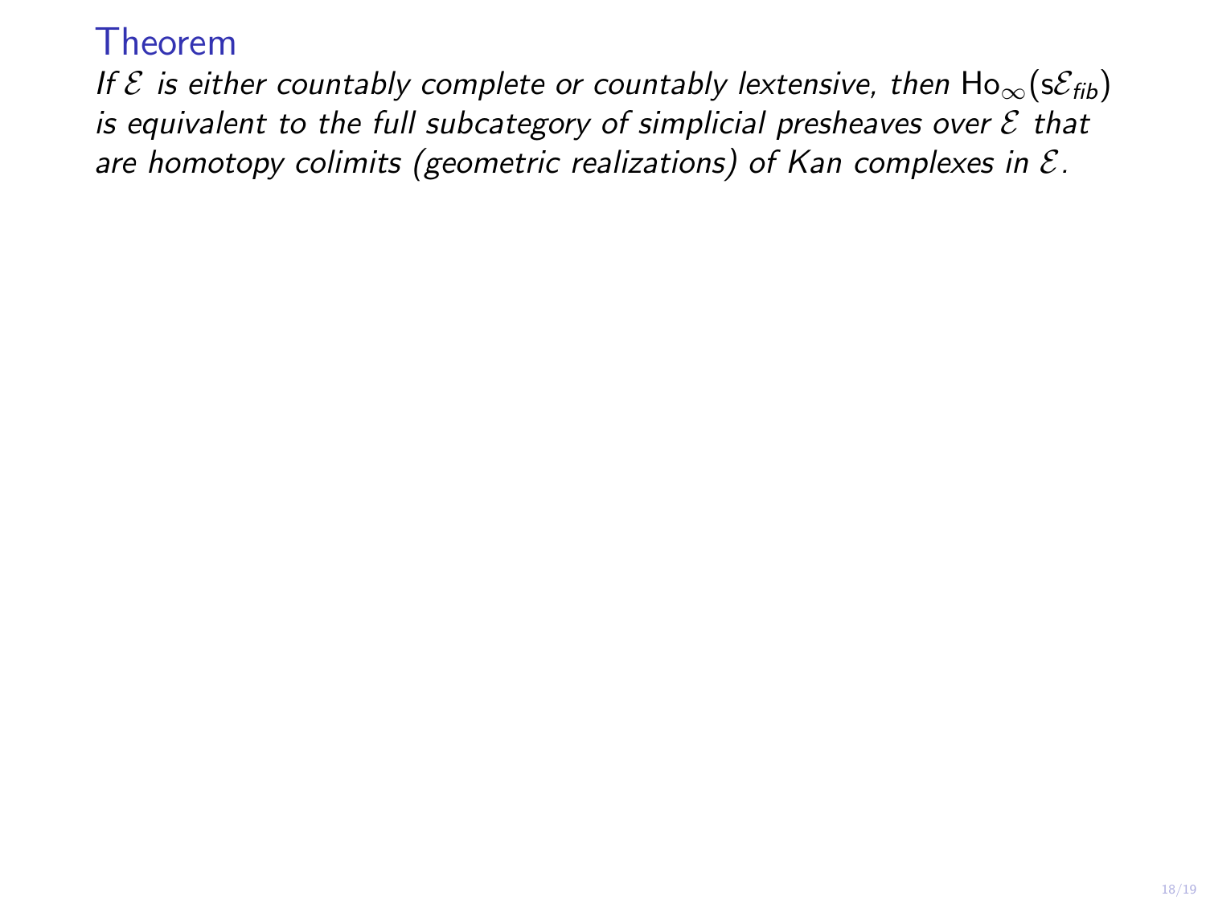**Theorem**

*If $\mathcal{E}$ is either countably complete or countably lextensive, then $\mathrm{Ho}_\infty(\mathrm{s}\mathcal{E}_{\mathit{fib}})$ is equivalent to the full subcategory of simplicial presheaves over $\mathcal{E}$ that are homotopy colimits (geometric realizations) of Kan complexes in $\mathcal{E}$.*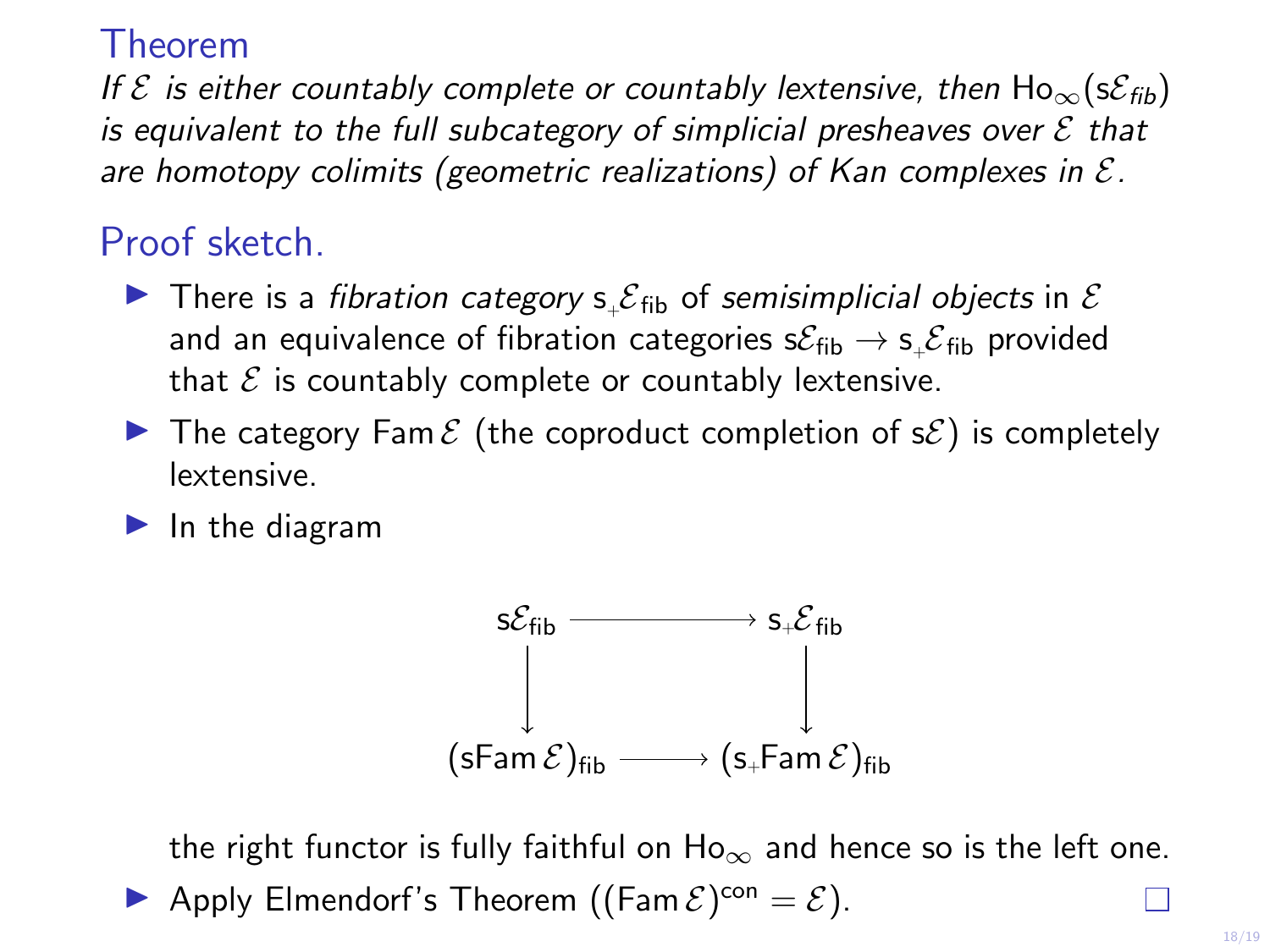## Theorem

*If $\mathcal{E}$ is either countably complete or countably lextensive, then $\mathrm{Ho}_\infty(\mathrm{s}\mathcal{E}_{fib})$ is equivalent to the full subcategory of simplicial presheaves over $\mathcal{E}$ that are homotopy colimits (geometric realizations) of Kan complexes in $\mathcal{E}$.*

## Proof sketch.

- There is a *fibration category* $\mathrm{s}_+\mathcal{E}_{\mathrm{fib}}$ of *semisimplicial objects* in $\mathcal{E}$ and an equivalence of fibration categories $\mathrm{s}\mathcal{E}_{\mathrm{fib}} \to \mathrm{s}_+\mathcal{E}_{\mathrm{fib}}$ provided that $\mathcal{E}$ is countably complete or countably lextensive.
- The category $\mathrm{Fam}\,\mathcal{E}$ (the coproduct completion of $\mathrm{s}\mathcal{E}$) is completely lextensive.
- In the diagram

$$\begin{array}{ccc}
\mathrm{s}\mathcal{E}_{\mathrm{fib}} & \longrightarrow & \mathrm{s}_+\mathcal{E}_{\mathrm{fib}} \\
\downarrow & & \downarrow \\
(\mathrm{sFam}\,\mathcal{E})_{\mathrm{fib}} & \longrightarrow & (\mathrm{s}_+\mathrm{Fam}\,\mathcal{E})_{\mathrm{fib}}
\end{array}$$

  the right functor is fully faithful on $\mathrm{Ho}_\infty$ and hence so is the left one.
- Apply Elmendorf's Theorem ($(\mathrm{Fam}\,\mathcal{E})^{\mathrm{con}} = \mathcal{E}$). □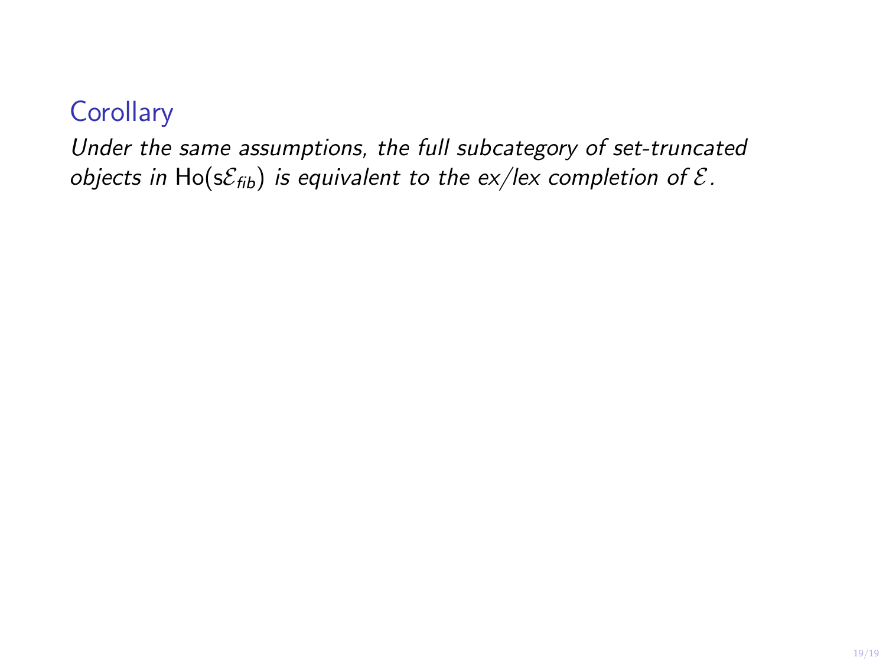### Corollary

*Under the same assumptions, the full subcategory of set-truncated objects in* $\mathrm{Ho}(\mathrm{s}\mathcal{E}_{fib})$ *is equivalent to the ex/lex completion of* $\mathcal{E}$*.*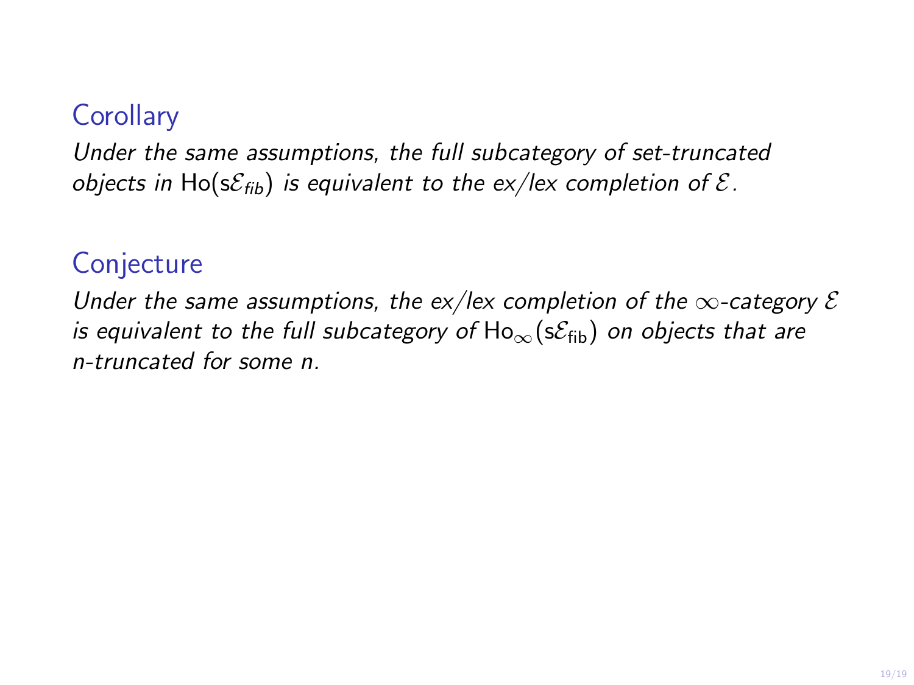## Corollary

*Under the same assumptions, the full subcategory of set-truncated objects in $\mathrm{Ho}(s\mathcal{E}_{fib})$ is equivalent to the ex/lex completion of $\mathcal{E}$.*

## Conjecture

*Under the same assumptions, the ex/lex completion of the $\infty$-category $\mathcal{E}$ is equivalent to the full subcategory of $\mathrm{Ho}_\infty(s\mathcal{E}_{\mathrm{fib}})$ on objects that are n-truncated for some n.*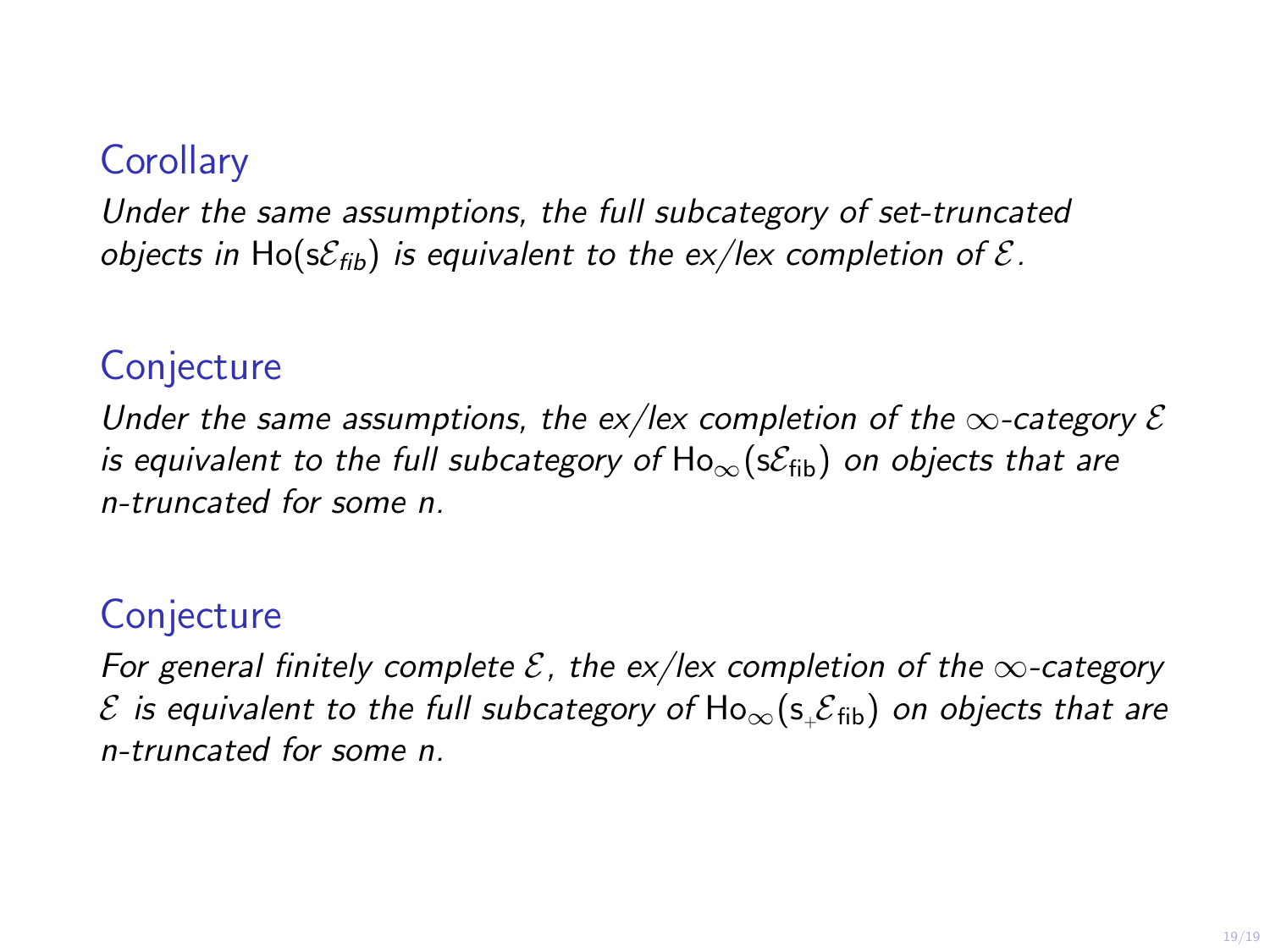### Corollary

*Under the same assumptions, the full subcategory of set-truncated objects in $\mathrm{Ho}(\mathsf{s}\mathcal{E}_{fib})$ is equivalent to the ex/lex completion of $\mathcal{E}$.*

### Conjecture

*Under the same assumptions, the ex/lex completion of the $\infty$-category $\mathcal{E}$ is equivalent to the full subcategory of $\mathrm{Ho}_\infty(\mathsf{s}\mathcal{E}_{\mathsf{fib}})$ on objects that are n-truncated for some n.*

### Conjecture

*For general finitely complete $\mathcal{E}$, the ex/lex completion of the $\infty$-category $\mathcal{E}$ is equivalent to the full subcategory of $\mathrm{Ho}_\infty(\mathsf{s}_+\mathcal{E}_{\mathsf{fib}})$ on objects that are n-truncated for some n.*